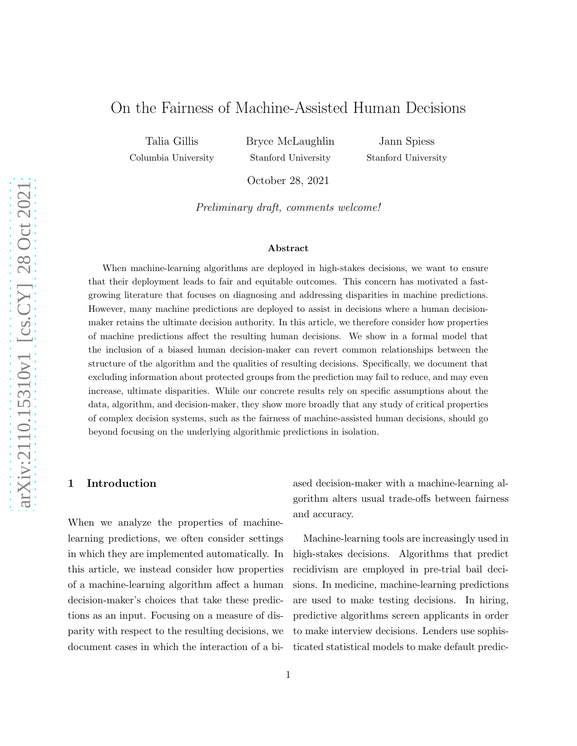# On the Fairness of Machine-Assisted Human Decisions

Talia Gillis
Columbia University

Bryce McLaughlin
Stanford University

Jann Spiess
Stanford University

October 28, 2021

*Preliminary draft, comments welcome!*

**Abstract**

When machine-learning algorithms are deployed in high-stakes decisions, we want to ensure that their deployment leads to fair and equitable outcomes. This concern has motivated a fast-growing literature that focuses on diagnosing and addressing disparities in machine predictions. However, many machine predictions are deployed to assist in decisions where a human decision-maker retains the ultimate decision authority. In this article, we therefore consider how properties of machine predictions affect the resulting human decisions. We show in a formal model that the inclusion of a biased human decision-maker can revert common relationships between the structure of the algorithm and the qualities of resulting decisions. Specifically, we document that excluding information about protected groups from the prediction may fail to reduce, and may even increase, ultimate disparities. While our concrete results rely on specific assumptions about the data, algorithm, and decision-maker, they show more broadly that any study of critical properties of complex decision systems, such as the fairness of machine-assisted human decisions, should go beyond focusing on the underlying algorithmic predictions in isolation.

## 1 Introduction

When we analyze the properties of machine-learning predictions, we often consider settings in which they are implemented automatically. In this article, we instead consider how properties of a machine-learning algorithm affect a human decision-maker's choices that take these predictions as an input. Focusing on a measure of disparity with respect to the resulting decisions, we document cases in which the interaction of a biased decision-maker with a machine-learning algorithm alters usual trade-offs between fairness and accuracy.

Machine-learning tools are increasingly used in high-stakes decisions. Algorithms that predict recidivism are employed in pre-trial bail decisions. In medicine, machine-learning predictions are used to make testing decisions. In hiring, predictive algorithms screen applicants in order to make interview decisions. Lenders use sophisticated statistical models to make default predic-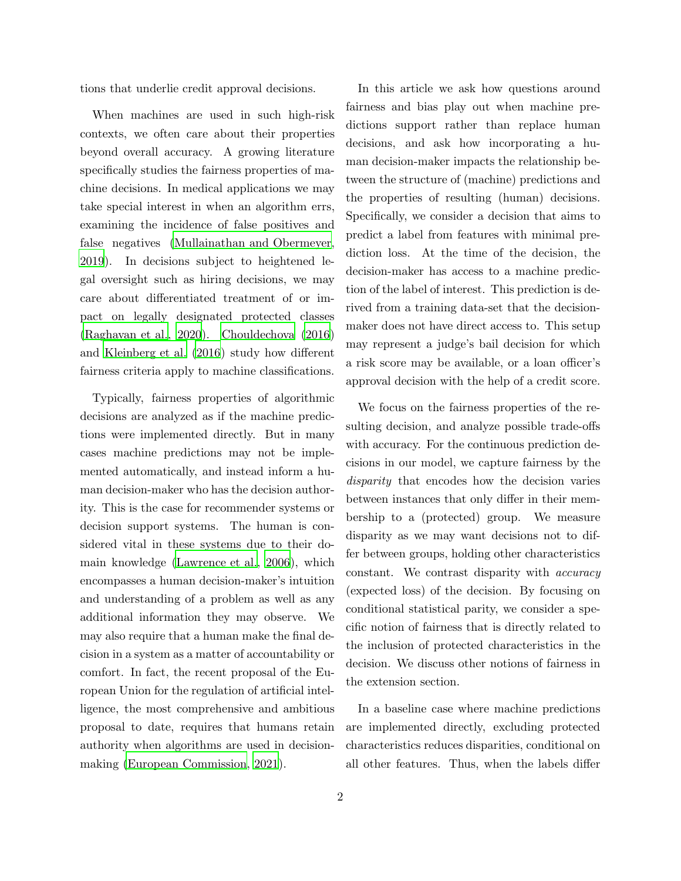tions that underlie credit approval decisions.

When machines are used in such high-risk contexts, we often care about their properties beyond overall accuracy. A growing literature specifically studies the fairness properties of machine decisions. In medical applications we may take special interest in when an algorithm errs, examining the incidence of false positives and false negatives (Mullainathan and Obermeyer, 2019). In decisions subject to heightened legal oversight such as hiring decisions, we may care about differentiated treatment of or impact on legally designated protected classes (Raghavan et al., 2020). Chouldechova (2016) and Kleinberg et al. (2016) study how different fairness criteria apply to machine classifications.

Typically, fairness properties of algorithmic decisions are analyzed as if the machine predictions were implemented directly. But in many cases machine predictions may not be implemented automatically, and instead inform a human decision-maker who has the decision authority. This is the case for recommender systems or decision support systems. The human is considered vital in these systems due to their domain knowledge (Lawrence et al., 2006), which encompasses a human decision-maker's intuition and understanding of a problem as well as any additional information they may observe. We may also require that a human make the final decision in a system as a matter of accountability or comfort. In fact, the recent proposal of the European Union for the regulation of artificial intelligence, the most comprehensive and ambitious proposal to date, requires that humans retain authority when algorithms are used in decision-making (European Commission, 2021).

In this article we ask how questions around fairness and bias play out when machine predictions support rather than replace human decisions, and ask how incorporating a human decision-maker impacts the relationship between the structure of (machine) predictions and the properties of resulting (human) decisions. Specifically, we consider a decision that aims to predict a label from features with minimal prediction loss. At the time of the decision, the decision-maker has access to a machine prediction of the label of interest. This prediction is derived from a training data-set that the decision-maker does not have direct access to. This setup may represent a judge's bail decision for which a risk score may be available, or a loan officer's approval decision with the help of a credit score.

We focus on the fairness properties of the resulting decision, and analyze possible trade-offs with accuracy. For the continuous prediction decisions in our model, we capture fairness by the *disparity* that encodes how the decision varies between instances that only differ in their membership to a (protected) group. We measure disparity as we may want decisions not to differ between groups, holding other characteristics constant. We contrast disparity with *accuracy* (expected loss) of the decision. By focusing on conditional statistical parity, we consider a specific notion of fairness that is directly related to the inclusion of protected characteristics in the decision. We discuss other notions of fairness in the extension section.

In a baseline case where machine predictions are implemented directly, excluding protected characteristics reduces disparities, conditional on all other features. Thus, when the labels differ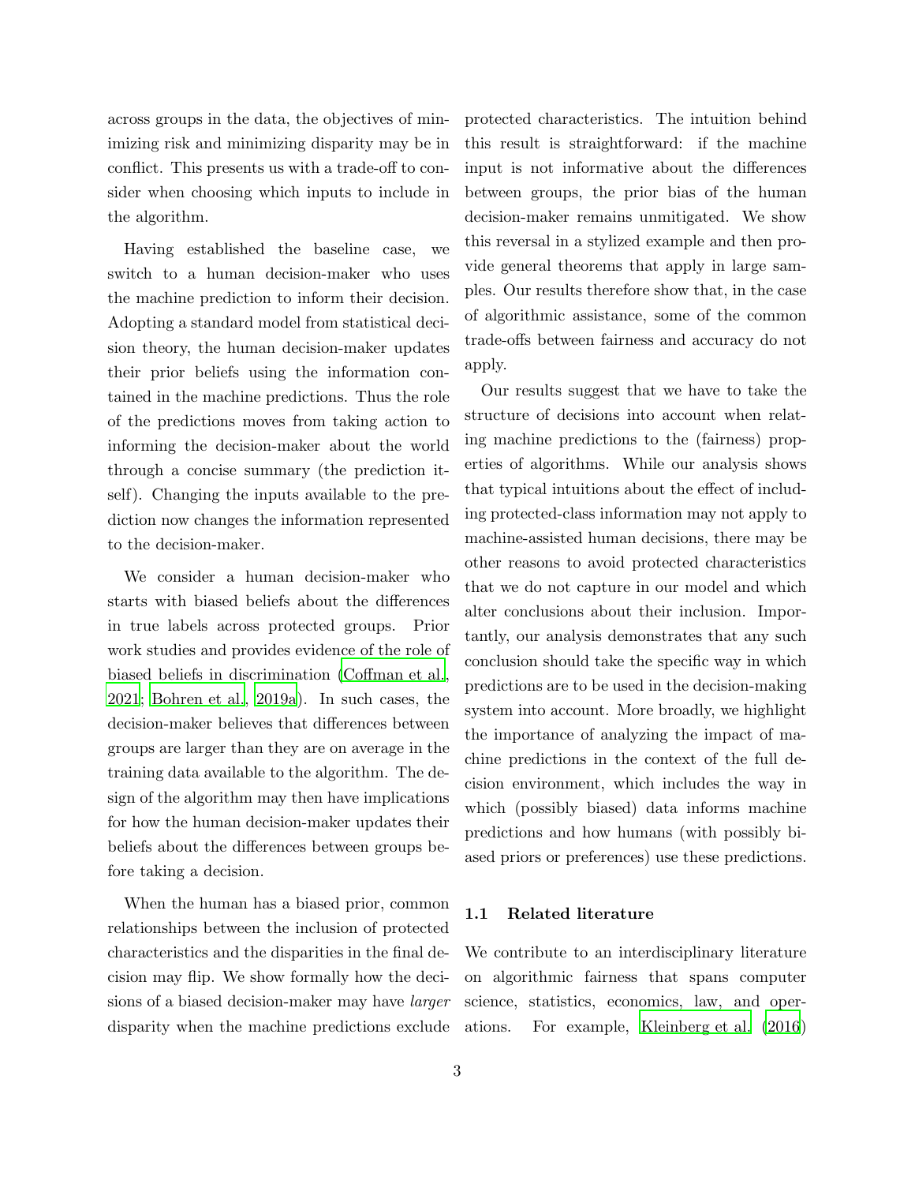across groups in the data, the objectives of minimizing risk and minimizing disparity may be in conflict. This presents us with a trade-off to consider when choosing which inputs to include in the algorithm.

Having established the baseline case, we switch to a human decision-maker who uses the machine prediction to inform their decision. Adopting a standard model from statistical decision theory, the human decision-maker updates their prior beliefs using the information contained in the machine predictions. Thus the role of the predictions moves from taking action to informing the decision-maker about the world through a concise summary (the prediction itself). Changing the inputs available to the prediction now changes the information represented to the decision-maker.

We consider a human decision-maker who starts with biased beliefs about the differences in true labels across protected groups. Prior work studies and provides evidence of the role of biased beliefs in discrimination (Coffman et al., 2021; Bohren et al., 2019a). In such cases, the decision-maker believes that differences between groups are larger than they are on average in the training data available to the algorithm. The design of the algorithm may then have implications for how the human decision-maker updates their beliefs about the differences between groups before taking a decision.

When the human has a biased prior, common relationships between the inclusion of protected characteristics and the disparities in the final decision may flip. We show formally how the decisions of a biased decision-maker may have *larger* disparity when the machine predictions exclude protected characteristics. The intuition behind this result is straightforward: if the machine input is not informative about the differences between groups, the prior bias of the human decision-maker remains unmitigated. We show this reversal in a stylized example and then provide general theorems that apply in large samples. Our results therefore show that, in the case of algorithmic assistance, some of the common trade-offs between fairness and accuracy do not apply.

Our results suggest that we have to take the structure of decisions into account when relating machine predictions to the (fairness) properties of algorithms. While our analysis shows that typical intuitions about the effect of including protected-class information may not apply to machine-assisted human decisions, there may be other reasons to avoid protected characteristics that we do not capture in our model and which alter conclusions about their inclusion. Importantly, our analysis demonstrates that any such conclusion should take the specific way in which predictions are to be used in the decision-making system into account. More broadly, we highlight the importance of analyzing the impact of machine predictions in the context of the full decision environment, which includes the way in which (possibly biased) data informs machine predictions and how humans (with possibly biased priors or preferences) use these predictions.

### 1.1 Related literature

We contribute to an interdisciplinary literature on algorithmic fairness that spans computer science, statistics, economics, law, and operations. For example, Kleinberg et al. (2016)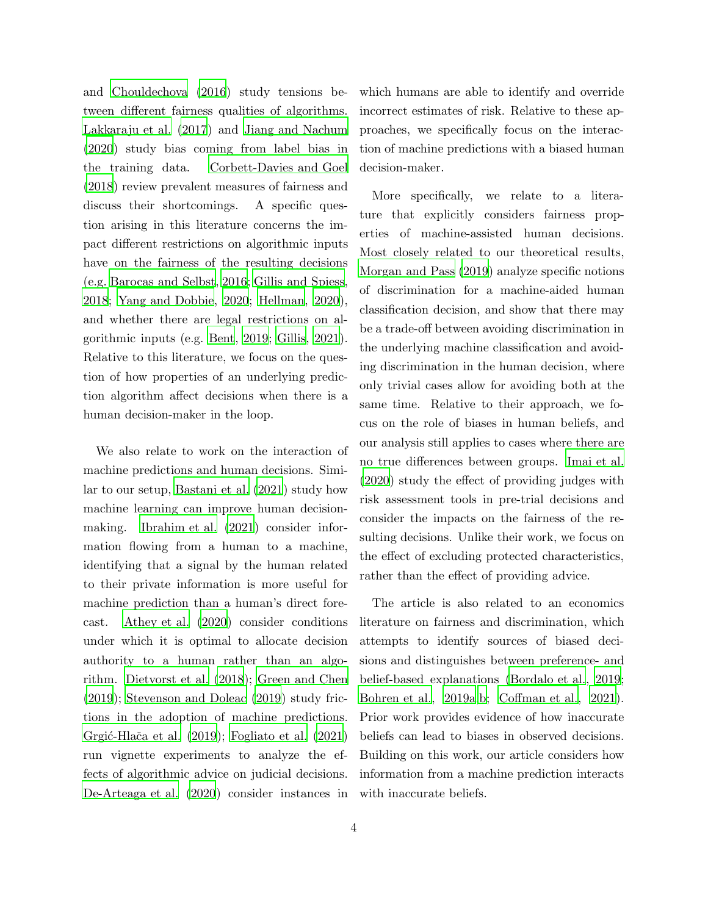and Chouldechova (2016) study tensions between different fairness qualities of algorithms. Lakkaraju et al. (2017) and Jiang and Nachum (2020) study bias coming from label bias in the training data. Corbett-Davies and Goel (2018) review prevalent measures of fairness and discuss their shortcomings. A specific question arising in this literature concerns the impact different restrictions on algorithmic inputs have on the fairness of the resulting decisions (e.g. Barocas and Selbst, 2016; Gillis and Spiess, 2018; Yang and Dobbie, 2020; Hellman, 2020), and whether there are legal restrictions on algorithmic inputs (e.g. Bent, 2019; Gillis, 2021). Relative to this literature, we focus on the question of how properties of an underlying prediction algorithm affect decisions when there is a human decision-maker in the loop.

We also relate to work on the interaction of machine predictions and human decisions. Similar to our setup, Bastani et al. (2021) study how machine learning can improve human decision-making. Ibrahim et al. (2021) consider information flowing from a human to a machine, identifying that a signal by the human related to their private information is more useful for machine prediction than a human's direct forecast. Athey et al. (2020) consider conditions under which it is optimal to allocate decision authority to a human rather than an algorithm. Dietvorst et al. (2018); Green and Chen (2019); Stevenson and Doleac (2019) study frictions in the adoption of machine predictions. Grgić-Hlača et al. (2019); Fogliato et al. (2021) run vignette experiments to analyze the effects of algorithmic advice on judicial decisions. De-Arteaga et al. (2020) consider instances in which humans are able to identify and override incorrect estimates of risk. Relative to these approaches, we specifically focus on the interaction of machine predictions with a biased human decision-maker.

More specifically, we relate to a literature that explicitly considers fairness properties of machine-assisted human decisions. Most closely related to our theoretical results, Morgan and Pass (2019) analyze specific notions of discrimination for a machine-aided human classification decision, and show that there may be a trade-off between avoiding discrimination in the underlying machine classification and avoiding discrimination in the human decision, where only trivial cases allow for avoiding both at the same time. Relative to their approach, we focus on the role of biases in human beliefs, and our analysis still applies to cases where there are no true differences between groups. Imai et al. (2020) study the effect of providing judges with risk assessment tools in pre-trial decisions and consider the impacts on the fairness of the resulting decisions. Unlike their work, we focus on the effect of excluding protected characteristics, rather than the effect of providing advice.

The article is also related to an economics literature on fairness and discrimination, which attempts to identify sources of biased decisions and distinguishes between preference- and belief-based explanations (Bordalo et al., 2019; Bohren et al., 2019a,b; Coffman et al., 2021). Prior work provides evidence of how inaccurate beliefs can lead to biases in observed decisions. Building on this work, our article considers how information from a machine prediction interacts with inaccurate beliefs.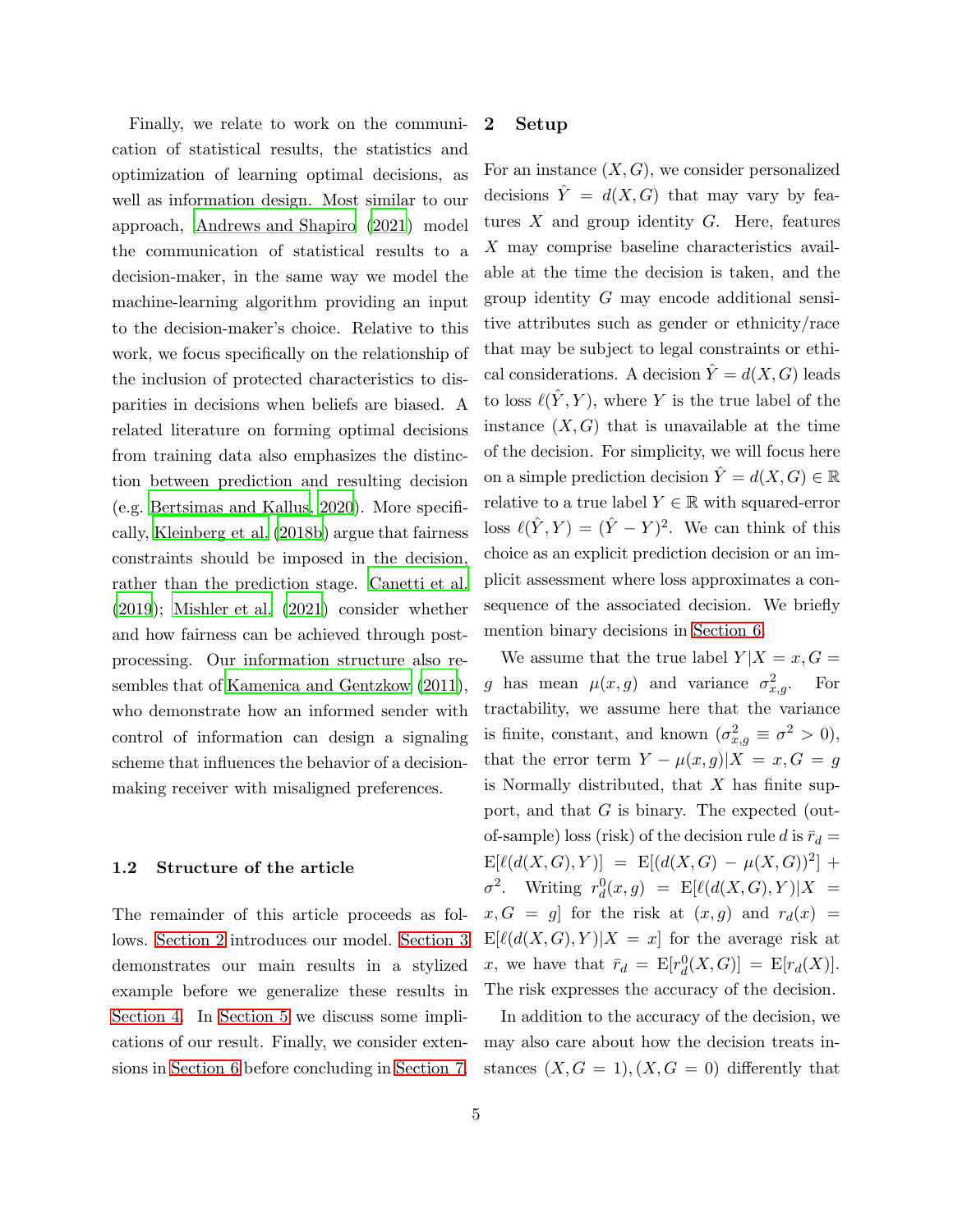Finally, we relate to work on the communication of statistical results, the statistics and optimization of learning optimal decisions, as well as information design. Most similar to our approach, Andrews and Shapiro (2021) model the communication of statistical results to a decision-maker, in the same way we model the machine-learning algorithm providing an input to the decision-maker's choice. Relative to this work, we focus specifically on the relationship of the inclusion of protected characteristics to disparities in decisions when beliefs are biased. A related literature on forming optimal decisions from training data also emphasizes the distinction between prediction and resulting decision (e.g. Bertsimas and Kallus, 2020). More specifically, Kleinberg et al. (2018b) argue that fairness constraints should be imposed in the decision, rather than the prediction stage. Canetti et al. (2019); Mishler et al. (2021) consider whether and how fairness can be achieved through post-processing. Our information structure also resembles that of Kamenica and Gentzkow (2011), who demonstrate how an informed sender with control of information can design a signaling scheme that influences the behavior of a decision-making receiver with misaligned preferences.

### 1.2 Structure of the article

The remainder of this article proceeds as follows. Section 2 introduces our model. Section 3 demonstrates our main results in a stylized example before we generalize these results in Section 4. In Section 5 we discuss some implications of our result. Finally, we consider extensions in Section 6 before concluding in Section 7.

## 2 Setup

For an instance $(X, G)$, we consider personalized decisions $\hat{Y} = d(X, G)$ that may vary by features $X$ and group identity $G$. Here, features $X$ may comprise baseline characteristics available at the time the decision is taken, and the group identity $G$ may encode additional sensitive attributes such as gender or ethnicity/race that may be subject to legal constraints or ethical considerations. A decision $\hat{Y} = d(X, G)$ leads to loss $\ell(\hat{Y}, Y)$, where $Y$ is the true label of the instance $(X, G)$ that is unavailable at the time of the decision. For simplicity, we will focus here on a simple prediction decision $\hat{Y} = d(X, G) \in \mathbb{R}$ relative to a true label $Y \in \mathbb{R}$ with squared-error loss $\ell(\hat{Y}, Y) = (\hat{Y} - Y)^2$. We can think of this choice as an explicit prediction decision or an implicit assessment where loss approximates a consequence of the associated decision. We briefly mention binary decisions in Section 6.

We assume that the true label $Y|X = x, G = g$ has mean $\mu(x, g)$ and variance $\sigma^2_{x,g}$. For tractability, we assume here that the variance is finite, constant, and known ($\sigma^2_{x,g} \equiv \sigma^2 > 0$), that the error term $Y - \mu(x, g)|X = x, G = g$ is Normally distributed, that $X$ has finite support, and that $G$ is binary. The expected (out-of-sample) loss (risk) of the decision rule $d$ is $\bar{r}_d = \mathrm{E}[\ell(d(X, G), Y)] = \mathrm{E}[(d(X, G) - \mu(X, G))^2] + \sigma^2$. Writing $r^0_d(x, g) = \mathrm{E}[\ell(d(X, G), Y)|X = x, G = g]$ for the risk at $(x, g)$ and $r_d(x) = \mathrm{E}[\ell(d(X, G), Y)|X = x]$ for the average risk at $x$, we have that $\bar{r}_d = \mathrm{E}[r^0_d(X, G)] = \mathrm{E}[r_d(X)]$. The risk expresses the accuracy of the decision.

In addition to the accuracy of the decision, we may also care about how the decision treats instances $(X, G = 1), (X, G = 0)$ differently that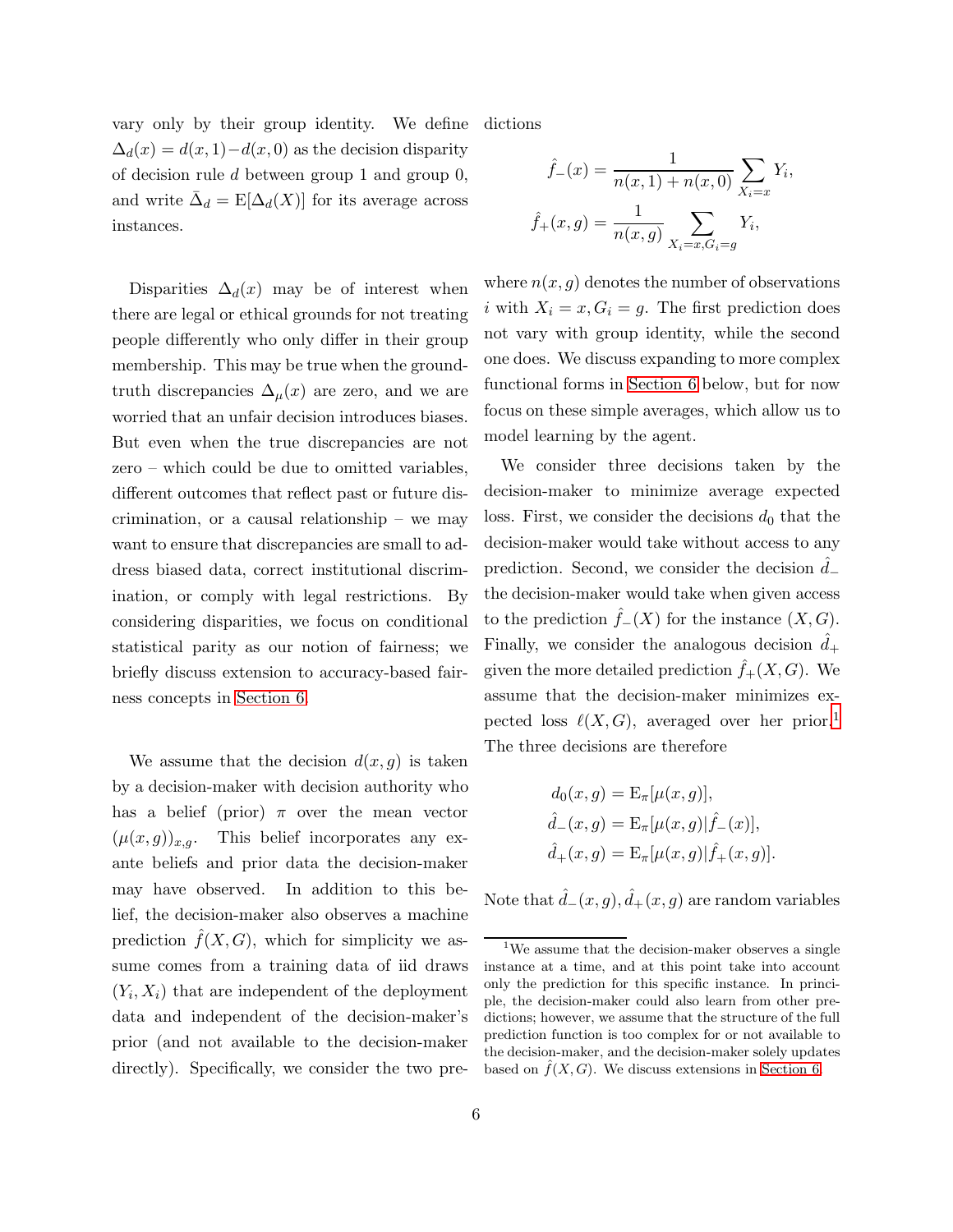vary only by their group identity. We define $\Delta_d(x) = d(x,1) - d(x,0)$ as the decision disparity of decision rule $d$ between group 1 and group 0, and write $\bar{\Delta}_d = \mathrm{E}[\Delta_d(X)]$ for its average across instances.

Disparities $\Delta_d(x)$ may be of interest when there are legal or ethical grounds for not treating people differently who only differ in their group membership. This may be true when the ground-truth discrepancies $\Delta_\mu(x)$ are zero, and we are worried that an unfair decision introduces biases. But even when the true discrepancies are not zero – which could be due to omitted variables, different outcomes that reflect past or future discrimination, or a causal relationship – we may want to ensure that discrepancies are small to address biased data, correct institutional discrimination, or comply with legal restrictions. By considering disparities, we focus on conditional statistical parity as our notion of fairness; we briefly discuss extension to accuracy-based fairness concepts in Section 6.

We assume that the decision $d(x,g)$ is taken by a decision-maker with decision authority who has a belief (prior) $\pi$ over the mean vector $(\mu(x,g))_{x,g}$. This belief incorporates any ex-ante beliefs and prior data the decision-maker may have observed. In addition to this belief, the decision-maker also observes a machine prediction $\hat{f}(X,G)$, which for simplicity we assume comes from a training data of iid draws $(Y_i, X_i)$ that are independent of the deployment data and independent of the decision-maker's prior (and not available to the decision-maker directly). Specifically, we consider the two predictions

$$\hat{f}_-(x) = \frac{1}{n(x,1) + n(x,0)} \sum_{X_i = x} Y_i,$$

$$\hat{f}_+(x,g) = \frac{1}{n(x,g)} \sum_{X_i = x, G_i = g} Y_i,$$

where $n(x,g)$ denotes the number of observations $i$ with $X_i = x, G_i = g$. The first prediction does not vary with group identity, while the second one does. We discuss expanding to more complex functional forms in Section 6 below, but for now focus on these simple averages, which allow us to model learning by the agent.

We consider three decisions taken by the decision-maker to minimize average expected loss. First, we consider the decisions $d_0$ that the decision-maker would take without access to any prediction. Second, we consider the decision $\hat{d}_-$ the decision-maker would take when given access to the prediction $\hat{f}_-(X)$ for the instance $(X,G)$. Finally, we consider the analogous decision $\hat{d}_+$ given the more detailed prediction $\hat{f}_+(X,G)$. We assume that the decision-maker minimizes expected loss $\ell(X,G)$, averaged over her prior.[1] The three decisions are therefore

$$d_0(x,g) = \mathrm{E}_\pi[\mu(x,g)],$$

$$\hat{d}_-(x,g) = \mathrm{E}_\pi[\mu(x,g) | \hat{f}_-(x)],$$

$$\hat{d}_+(x,g) = \mathrm{E}_\pi[\mu(x,g) | \hat{f}_+(x,g)].$$

Note that $\hat{d}_-(x,g), \hat{d}_+(x,g)$ are random variables

[1] We assume that the decision-maker observes a single instance at a time, and at this point take into account only the prediction for this specific instance. In principle, the decision-maker could also learn from other predictions; however, we assume that the structure of the full prediction function is too complex for or not available to the decision-maker, and the decision-maker solely updates based on $\hat{f}(X,G)$. We discuss extensions in Section 6.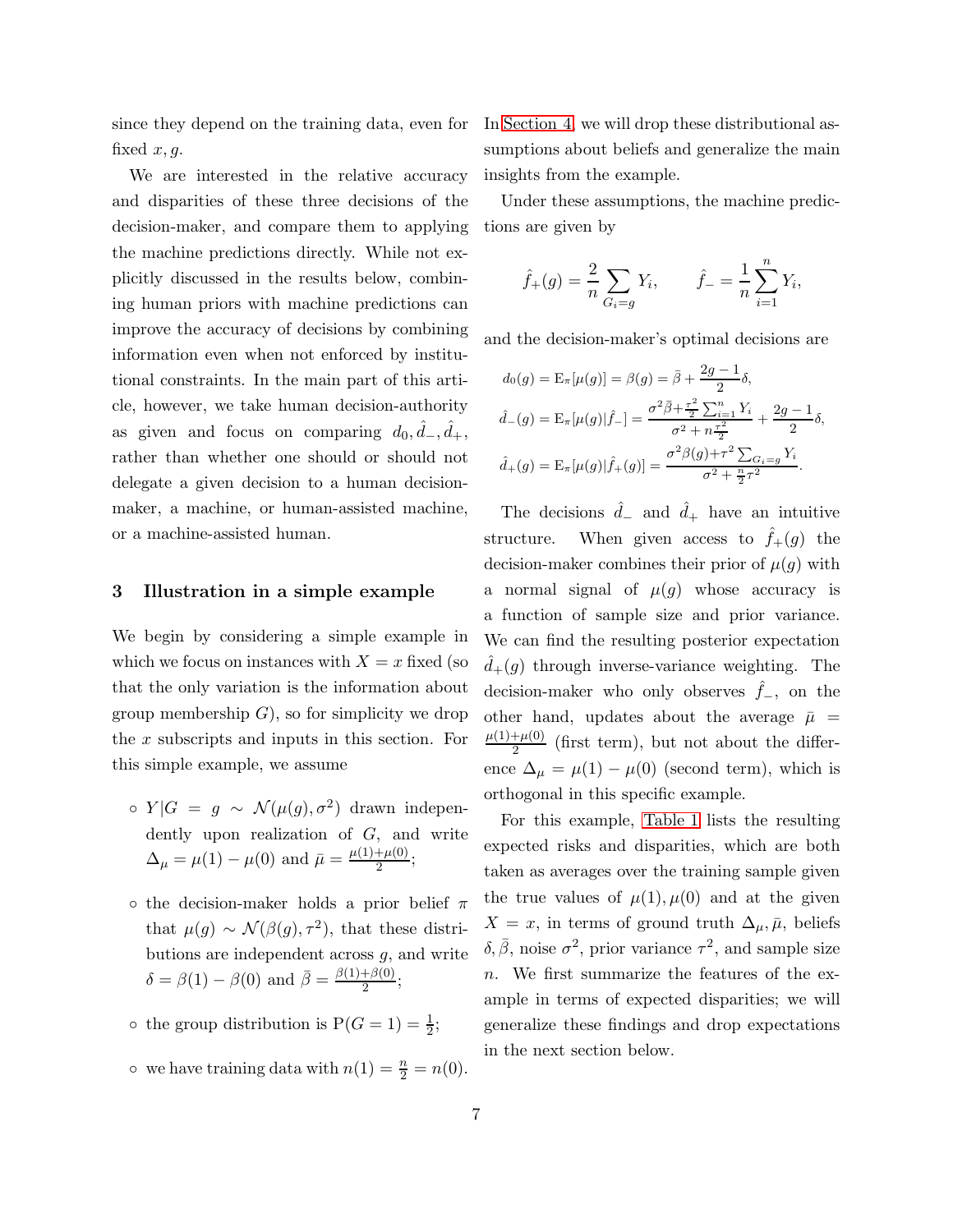since they depend on the training data, even for fixed $x, g$.

We are interested in the relative accuracy and disparities of these three decisions of the decision-maker, and compare them to applying the machine predictions directly. While not explicitly discussed in the results below, combining human priors with machine predictions can improve the accuracy of decisions by combining information even when not enforced by institutional constraints. In the main part of this article, however, we take human decision-authority as given and focus on comparing $d_0, \hat{d}_-, \hat{d}_+$, rather than whether one should or should not delegate a given decision to a human decision-maker, a machine, or human-assisted machine, or a machine-assisted human.

## 3 Illustration in a simple example

We begin by considering a simple example in which we focus on instances with $X = x$ fixed (so that the only variation is the information about group membership $G$), so for simplicity we drop the $x$ subscripts and inputs in this section. For this simple example, we assume

- $Y|G = g \sim \mathcal{N}(\mu(g), \sigma^2)$ drawn independently upon realization of $G$, and write $\Delta_\mu = \mu(1) - \mu(0)$ and $\bar{\mu} = \frac{\mu(1)+\mu(0)}{2}$;
- the decision-maker holds a prior belief $\pi$ that $\mu(g) \sim \mathcal{N}(\beta(g), \tau^2)$, that these distributions are independent across $g$, and write $\delta = \beta(1) - \beta(0)$ and $\bar{\beta} = \frac{\beta(1)+\beta(0)}{2}$;
- the group distribution is $\mathrm{P}(G = 1) = \frac{1}{2}$;
- we have training data with $n(1) = \frac{n}{2} = n(0)$.

In Section 4, we will drop these distributional assumptions about beliefs and generalize the main insights from the example.

Under these assumptions, the machine predictions are given by

$$\hat{f}_+(g) = \frac{2}{n} \sum_{G_i = g} Y_i, \qquad \hat{f}_- = \frac{1}{n} \sum_{i=1}^{n} Y_i,$$

and the decision-maker's optimal decisions are

$$d_0(g) = \mathrm{E}_\pi[\mu(g)] = \beta(g) = \bar{\beta} + \frac{2g-1}{2}\delta,$$

$$\hat{d}_-(g) = \mathrm{E}_\pi[\mu(g)|\hat{f}_-] = \frac{\sigma^2\bar{\beta} + \frac{\tau^2}{2}\sum_{i=1}^{n} Y_i}{\sigma^2 + n\frac{\tau^2}{2}} + \frac{2g-1}{2}\delta,$$

$$\hat{d}_+(g) = \mathrm{E}_\pi[\mu(g)|\hat{f}_+(g)] = \frac{\sigma^2\beta(g) + \tau^2\sum_{G_i=g} Y_i}{\sigma^2 + \frac{n}{2}\tau^2}.$$

The decisions $\hat{d}_-$ and $\hat{d}_+$ have an intuitive structure. When given access to $\hat{f}_+(g)$ the decision-maker combines their prior of $\mu(g)$ with a normal signal of $\mu(g)$ whose accuracy is a function of sample size and prior variance. We can find the resulting posterior expectation $\hat{d}_+(g)$ through inverse-variance weighting. The decision-maker who only observes $\hat{f}_-$, on the other hand, updates about the average $\bar{\mu} = \frac{\mu(1)+\mu(0)}{2}$ (first term), but not about the difference $\Delta_\mu = \mu(1) - \mu(0)$ (second term), which is orthogonal in this specific example.

For this example, Table 1 lists the resulting expected risks and disparities, which are both taken as averages over the training sample given the true values of $\mu(1), \mu(0)$ and at the given $X = x$, in terms of ground truth $\Delta_\mu, \bar{\mu}$, beliefs $\delta, \bar{\beta}$, noise $\sigma^2$, prior variance $\tau^2$, and sample size $n$. We first summarize the features of the example in terms of expected disparities; we will generalize these findings and drop expectations in the next section below.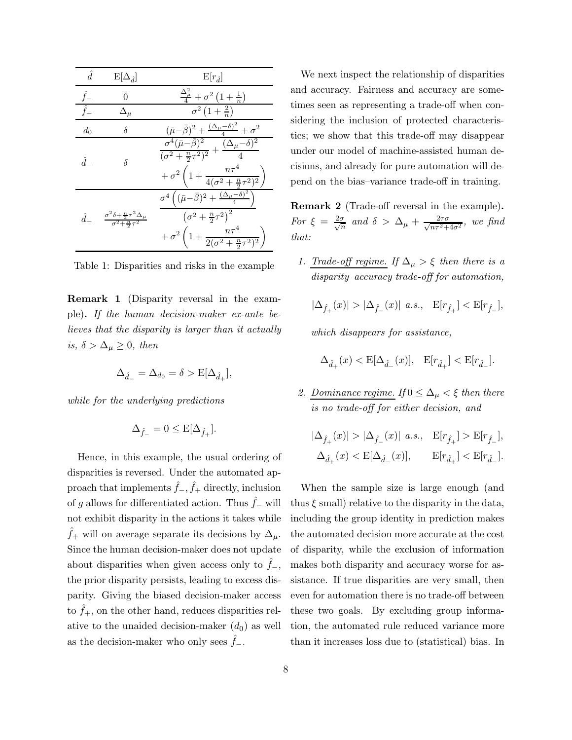| $\hat{d}$ | $\mathrm{E}[\Delta_{\hat{d}}]$ | $\mathrm{E}[r_{\hat{d}}]$ |
| --- | --- | --- |
| $\hat{f}_-$ | $0$ | $\frac{\Delta_\mu^2}{4} + \sigma^2\left(1+\frac{1}{n}\right)$ |
| $\hat{f}_+$ | $\Delta_\mu$ | $\sigma^2\left(1+\frac{2}{n}\right)$ |
| $d_0$ | $\delta$ | $(\bar{\mu}-\bar{\beta})^2 + \frac{(\Delta_\mu-\delta)^2}{4} + \sigma^2$ |
| $\hat{d}_-$ | $\delta$ | $\frac{\sigma^4(\bar{\mu}-\bar{\beta})^2}{(\sigma^2+\frac{n}{2}\tau^2)^2} + \frac{(\Delta_\mu-\delta)^2}{4} + \sigma^2\left(1+\frac{n\tau^4}{4(\sigma^2+\frac{n}{2}\tau^2)^2}\right)$ |
| $\hat{d}_+$ | $\frac{\sigma^2\delta+\frac{n}{2}\tau^2\Delta_\mu}{\sigma^2+\frac{n}{2}\tau^2}$ | $\frac{\sigma^4\left((\bar{\mu}-\bar{\beta})^2+\frac{(\Delta_\mu-\delta)^2}{4}\right)}{\left(\sigma^2+\frac{n}{2}\tau^2\right)^2} + \sigma^2\left(1+\frac{n\tau^4}{2(\sigma^2+\frac{n}{2}\tau^2)^2}\right)$ |

Table 1: Disparities and risks in the example

**Remark 1** (Disparity reversal in the example)**.** *If the human decision-maker ex-ante believes that the disparity is larger than it actually is, $\delta > \Delta_\mu \geq 0$, then*

$$\Delta_{\hat{d}_-} = \Delta_{d_0} = \delta > \mathrm{E}[\Delta_{\hat{d}_+}],$$

*while for the underlying predictions*

$$\Delta_{\hat{f}_-} = 0 \leq \mathrm{E}[\Delta_{\hat{f}_+}].$$

Hence, in this example, the usual ordering of disparities is reversed. Under the automated approach that implements $\hat{f}_-, \hat{f}_+$ directly, inclusion of $g$ allows for differentiated action. Thus $\hat{f}_-$ will not exhibit disparity in the actions it takes while $\hat{f}_+$ will on average separate its decisions by $\Delta_\mu$. Since the human decision-maker does not update about disparities when given access only to $\hat{f}_-$, the prior disparity persists, leading to excess disparity. Giving the biased decision-maker access to $\hat{f}_+$, on the other hand, reduces disparities relative to the unaided decision-maker ($d_0$) as well as the decision-maker who only sees $\hat{f}_-$.

We next inspect the relationship of disparities and accuracy. Fairness and accuracy are sometimes seen as representing a trade-off when considering the inclusion of protected characteristics; we show that this trade-off may disappear under our model of machine-assisted human decisions, and already for pure automation will depend on the bias–variance trade-off in training.

**Remark 2** (Trade-off reversal in the example)**.** *For $\xi = \frac{2\sigma}{\sqrt{n}}$ and $\delta > \Delta_\mu + \frac{2\tau\sigma}{\sqrt{n\tau^2+4\sigma^2}}$, we find that:*

1. *Trade-off regime. If $\Delta_\mu > \xi$ then there is a disparity–accuracy trade-off for automation,*

$$|\Delta_{\hat{f}_+}(x)| > |\Delta_{\hat{f}_-}(x)| \text{ a.s.}, \quad \mathrm{E}[r_{\hat{f}_+}] < \mathrm{E}[r_{\hat{f}_-}],$$

*which disappears for assistance,*

$$\Delta_{\hat{d}_+}(x) < \mathrm{E}[\Delta_{\hat{d}_-}(x)], \quad \mathrm{E}[r_{\hat{d}_+}] < \mathrm{E}[r_{\hat{d}_-}].$$

2. *Dominance regime. If $0 \leq \Delta_\mu < \xi$ then there is no trade-off for either decision, and*

$$|\Delta_{\hat{f}_+}(x)| > |\Delta_{\hat{f}_-}(x)| \text{ a.s.}, \quad \mathrm{E}[r_{\hat{f}_+}] > \mathrm{E}[r_{\hat{f}_-}],$$
$$\Delta_{\hat{d}_+}(x) < \mathrm{E}[\Delta_{\hat{d}_-}(x)], \qquad \mathrm{E}[r_{\hat{d}_+}] < \mathrm{E}[r_{\hat{d}_-}].$$

When the sample size is large enough (and thus $\xi$ small) relative to the disparity in the data, including the group identity in prediction makes the automated decision more accurate at the cost of disparity, while the exclusion of information makes both disparity and accuracy worse for assistance. If true disparities are very small, then even for automation there is no trade-off between these two goals. By excluding group information, the automated rule reduced variance more than it increases loss due to (statistical) bias. In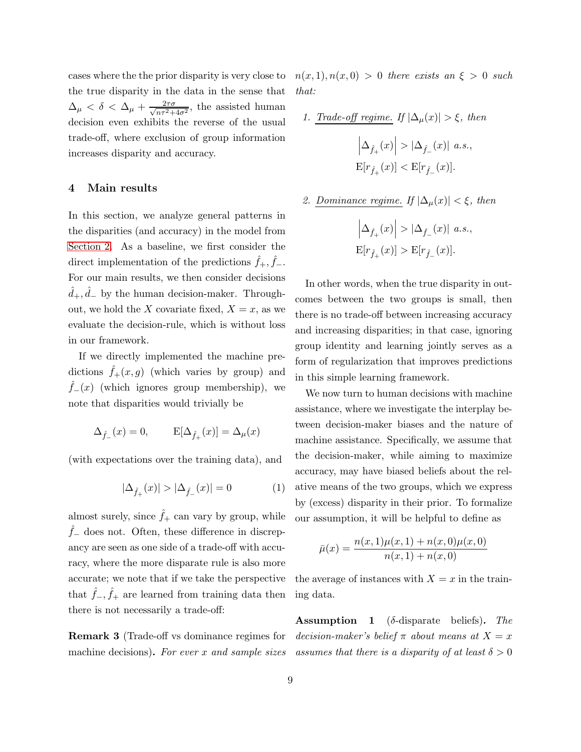cases where the the prior disparity is very close to the true disparity in the data in the sense that $\Delta_\mu < \delta < \Delta_\mu + \frac{2\tau\sigma}{\sqrt{n\tau^2+4\sigma^2}}$, the assisted human decision even exhibits the reverse of the usual trade-off, where exclusion of group information increases disparity and accuracy.

## 4 Main results

In this section, we analyze general patterns in the disparities (and accuracy) in the model from Section 2. As a baseline, we first consider the direct implementation of the predictions $\hat{f}_+, \hat{f}_-$. For our main results, we then consider decisions $\hat{d}_+, \hat{d}_-$ by the human decision-maker. Throughout, we hold the $X$ covariate fixed, $X = x$, as we evaluate the decision-rule, which is without loss in our framework.

If we directly implemented the machine predictions $\hat{f}_+(x, g)$ (which varies by group) and $\hat{f}_-(x)$ (which ignores group membership), we note that disparities would trivially be

$$\Delta_{\hat{f}_-}(x) = 0, \qquad \mathrm{E}[\Delta_{\hat{f}_+}(x)] = \Delta_\mu(x)$$

(with expectations over the training data), and

$$|\Delta_{\hat{f}_+}(x)| > |\Delta_{\hat{f}_-}(x)| = 0 \tag{1}$$

almost surely, since $\hat{f}_+$ can vary by group, while $\hat{f}_-$ does not. Often, these difference in discrepancy are seen as one side of a trade-off with accuracy, where the more disparate rule is also more accurate; we note that if we take the perspective that $\hat{f}_-, \hat{f}_+$ are learned from training data then there is not necessarily a trade-off:

**Remark 3** (Trade-off vs dominance regimes for machine decisions)**.** *For ever $x$ and sample sizes $n(x, 1), n(x, 0) > 0$ there exists an $\xi > 0$ such that:*

1. *Trade-off regime. If $|\Delta_\mu(x)| > \xi$, then*

$$\left|\Delta_{\hat{f}_+}(x)\right| > |\Delta_{\hat{f}_-}(x)| \text{ a.s.},$$
$$\mathrm{E}[r_{\hat{f}_+}(x)] < \mathrm{E}[r_{\hat{f}_-}(x)].$$

2. *Dominance regime. If $|\Delta_\mu(x)| < \xi$, then*

$$\left|\Delta_{\hat{f}_+}(x)\right| > |\Delta_{\hat{f}_-}(x)| \text{ a.s.},$$
$$\mathrm{E}[r_{\hat{f}_+}(x)] > \mathrm{E}[r_{\hat{f}_-}(x)].$$

In other words, when the true disparity in outcomes between the two groups is small, then there is no trade-off between increasing accuracy and increasing disparities; in that case, ignoring group identity and learning jointly serves as a form of regularization that improves predictions in this simple learning framework.

We now turn to human decisions with machine assistance, where we investigate the interplay between decision-maker biases and the nature of machine assistance. Specifically, we assume that the decision-maker, while aiming to maximize accuracy, may have biased beliefs about the relative means of the two groups, which we express by (excess) disparity in their prior. To formalize our assumption, it will be helpful to define as

$$\bar{\mu}(x) = \frac{n(x, 1)\mu(x, 1) + n(x, 0)\mu(x, 0)}{n(x, 1) + n(x, 0)}$$

the average of instances with $X = x$ in the training data.

**Assumption 1** ($\delta$-disparate beliefs)**.** *The decision-maker's belief $\pi$ about means at $X = x$ assumes that there is a disparity of at least $\delta > 0$*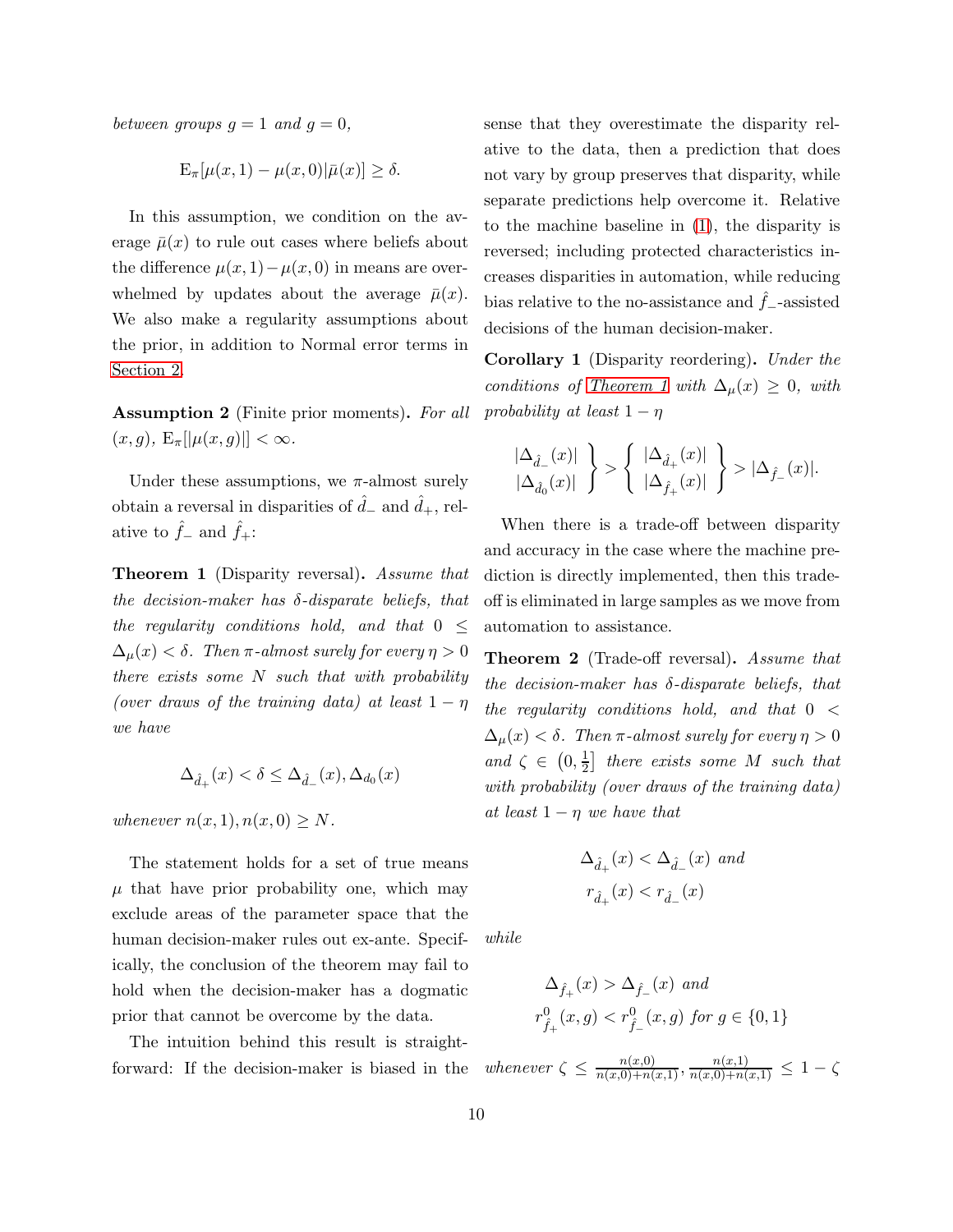*between groups $g = 1$ and $g = 0$,*

$$\mathrm{E}_\pi[\mu(x,1) - \mu(x,0)|\bar{\mu}(x)] \geq \delta.$$

In this assumption, we condition on the average $\bar{\mu}(x)$ to rule out cases where beliefs about the difference $\mu(x,1)-\mu(x,0)$ in means are overwhelmed by updates about the average $\bar{\mu}(x)$. We also make a regularity assumptions about the prior, in addition to Normal error terms in Section 2.

**Assumption 2** (Finite prior moments)**.** *For all $(x, g)$, $\mathrm{E}_\pi[|\mu(x,g)|] < \infty$.*

Under these assumptions, we $\pi$-almost surely obtain a reversal in disparities of $\hat{d}_-$ and $\hat{d}_+$, relative to $\hat{f}_-$ and $\hat{f}_+$:

**Theorem 1** (Disparity reversal)**.** *Assume that the decision-maker has $\delta$-disparate beliefs, that the regularity conditions hold, and that $0 \leq \Delta_\mu(x) < \delta$. Then $\pi$-almost surely for every $\eta > 0$ there exists some $N$ such that with probability (over draws of the training data) at least $1-\eta$ we have*

$$\Delta_{\hat{d}_+}(x) < \delta \leq \Delta_{\hat{d}_-}(x), \Delta_{d_0}(x)$$

*whenever $n(x,1), n(x,0) \geq N$.*

The statement holds for a set of true means $\mu$ that have prior probability one, which may exclude areas of the parameter space that the human decision-maker rules out ex-ante. Specifically, the conclusion of the theorem may fail to hold when the decision-maker has a dogmatic prior that cannot be overcome by the data.

The intuition behind this result is straightforward: If the decision-maker is biased in the sense that they overestimate the disparity relative to the data, then a prediction that does not vary by group preserves that disparity, while separate predictions help overcome it. Relative to the machine baseline in (1), the disparity is reversed; including protected characteristics increases disparities in automation, while reducing bias relative to the no-assistance and $\hat{f}_-$-assisted decisions of the human decision-maker.

**Corollary 1** (Disparity reordering)**.** *Under the conditions of Theorem 1 with $\Delta_\mu(x) \geq 0$, with probability at least $1-\eta$*

$$\left.\begin{matrix} |\Delta_{\hat{d}_-}(x)| \\ |\Delta_{\hat{d}_0}(x)| \end{matrix}\right\} > \left\{\begin{matrix} |\Delta_{\hat{d}_+}(x)| \\ |\Delta_{\hat{f}_+}(x)| \end{matrix}\right\} > |\Delta_{\hat{f}_-}(x)|.$$

When there is a trade-off between disparity and accuracy in the case where the machine prediction is directly implemented, then this trade-off is eliminated in large samples as we move from automation to assistance.

**Theorem 2** (Trade-off reversal)**.** *Assume that the decision-maker has $\delta$-disparate beliefs, that the regularity conditions hold, and that $0 < \Delta_\mu(x) < \delta$. Then $\pi$-almost surely for every $\eta > 0$ and $\zeta \in \left(0, \frac{1}{2}\right]$ there exists some $M$ such that with probability (over draws of the training data) at least $1-\eta$ we have that*

$$\Delta_{\hat{d}_+}(x) < \Delta_{\hat{d}_-}(x) \text{ and}$$
$$r_{\hat{d}_+}(x) < r_{\hat{d}_-}(x)$$

*while*

$$\Delta_{\hat{f}_+}(x) > \Delta_{\hat{f}_-}(x) \text{ and}$$
$$r^0_{\hat{f}_+}(x,g) < r^0_{\hat{f}_-}(x,g) \text{ for } g \in \{0,1\}$$

*whenever $\zeta \leq \frac{n(x,0)}{n(x,0)+n(x,1)}, \frac{n(x,1)}{n(x,0)+n(x,1)} \leq 1-\zeta$*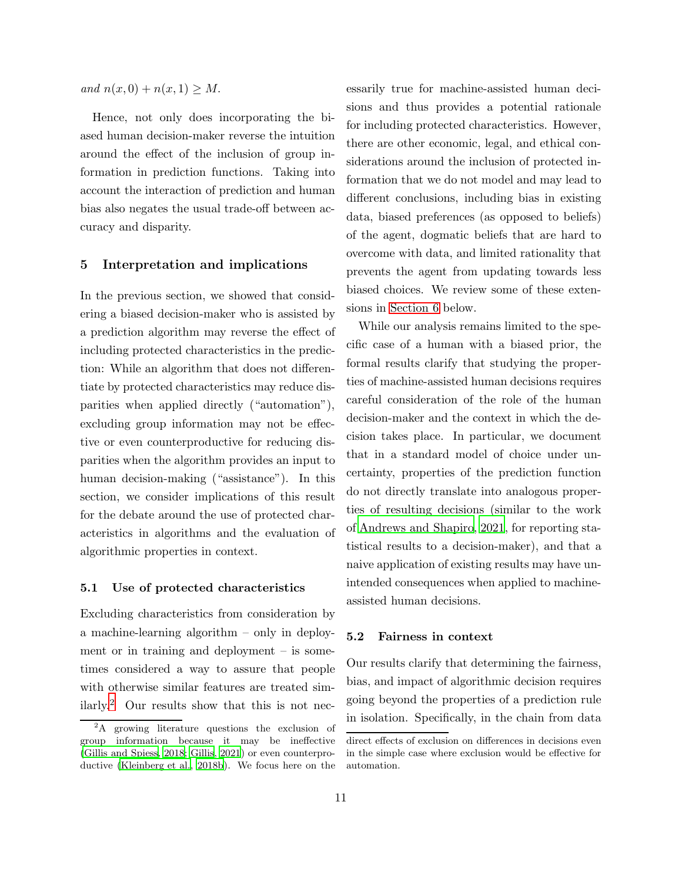*and* $n(x, 0) + n(x, 1) \geq M$.

Hence, not only does incorporating the biased human decision-maker reverse the intuition around the effect of the inclusion of group information in prediction functions. Taking into account the interaction of prediction and human bias also negates the usual trade-off between accuracy and disparity.

## 5 Interpretation and implications

In the previous section, we showed that considering a biased decision-maker who is assisted by a prediction algorithm may reverse the effect of including protected characteristics in the prediction: While an algorithm that does not differentiate by protected characteristics may reduce disparities when applied directly ("automation"), excluding group information may not be effective or even counterproductive for reducing disparities when the algorithm provides an input to human decision-making ("assistance"). In this section, we consider implications of this result for the debate around the use of protected characteristics in algorithms and the evaluation of algorithmic properties in context.

### 5.1 Use of protected characteristics

Excluding characteristics from consideration by a machine-learning algorithm – only in deployment or in training and deployment – is sometimes considered a way to assure that people with otherwise similar features are treated similarly.[2] Our results show that this is not necessarily true for machine-assisted human decisions and thus provides a potential rationale for including protected characteristics. However, there are other economic, legal, and ethical considerations around the inclusion of protected information that we do not model and may lead to different conclusions, including bias in existing data, biased preferences (as opposed to beliefs) of the agent, dogmatic beliefs that are hard to overcome with data, and limited rationality that prevents the agent from updating towards less biased choices. We review some of these extensions in Section 6 below.

While our analysis remains limited to the specific case of a human with a biased prior, the formal results clarify that studying the properties of machine-assisted human decisions requires careful consideration of the role of the human decision-maker and the context in which the decision takes place. In particular, we document that in a standard model of choice under uncertainty, properties of the prediction function do not directly translate into analogous properties of resulting decisions (similar to the work of Andrews and Shapiro, 2021, for reporting statistical results to a decision-maker), and that a naive application of existing results may have unintended consequences when applied to machine-assisted human decisions.

### 5.2 Fairness in context

Our results clarify that determining the fairness, bias, and impact of algorithmic decision requires going beyond the properties of a prediction rule in isolation. Specifically, in the chain from data

[2] A growing literature questions the exclusion of group information because it may be ineffective (Gillis and Spiess, 2018; Gillis, 2021) or even counterproductive (Kleinberg et al., 2018b). We focus here on the direct effects of exclusion on differences in decisions even in the simple case where exclusion would be effective for automation.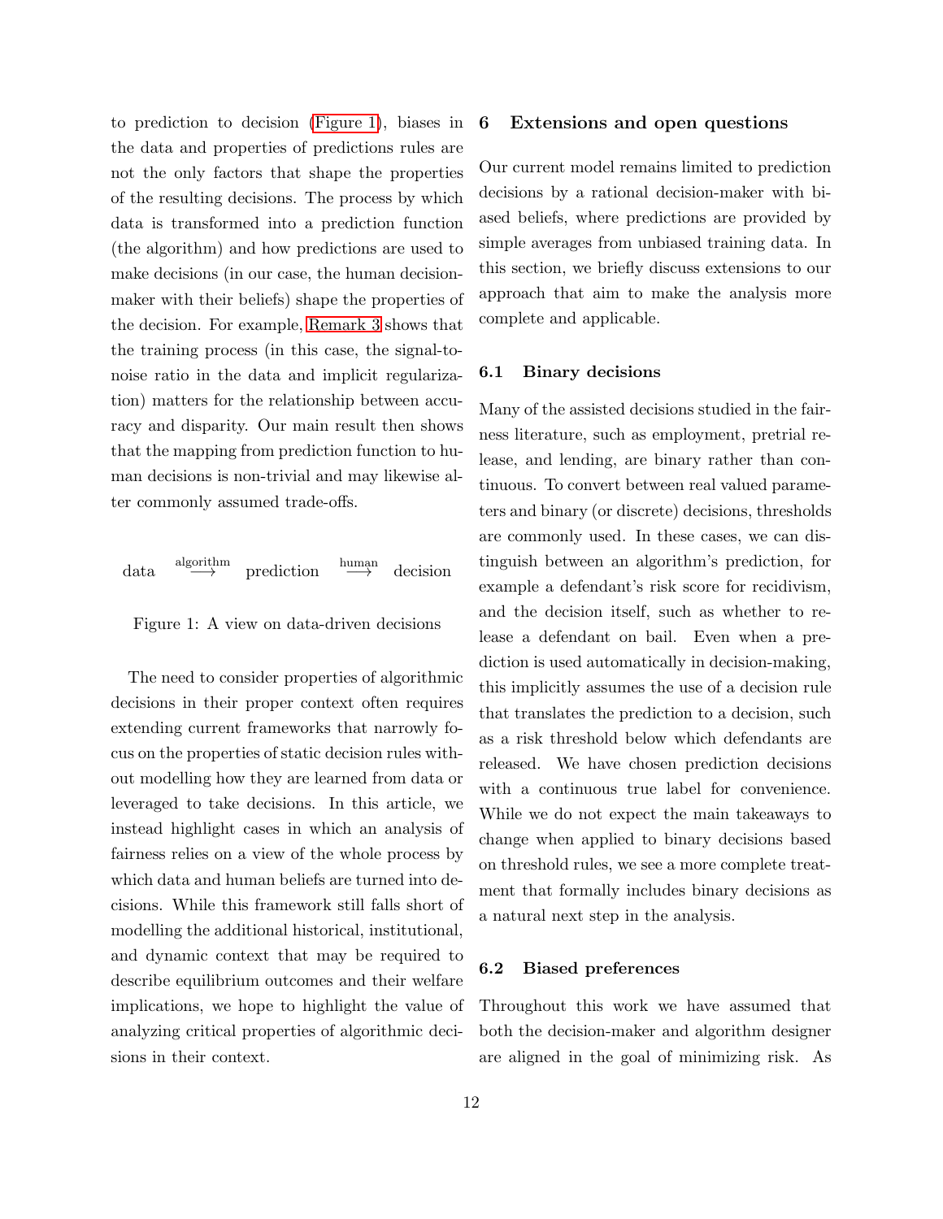to prediction to decision (Figure 1), biases in the data and properties of predictions rules are not the only factors that shape the properties of the resulting decisions. The process by which data is transformed into a prediction function (the algorithm) and how predictions are used to make decisions (in our case, the human decision-maker with their beliefs) shape the properties of the decision. For example, Remark 3 shows that the training process (in this case, the signal-to-noise ratio in the data and implicit regularization) matters for the relationship between accuracy and disparity. Our main result then shows that the mapping from prediction function to human decisions is non-trivial and may likewise alter commonly assumed trade-offs.

$$\text{data} \overset{\text{algorithm}}{\longrightarrow} \text{prediction} \overset{\text{human}}{\longrightarrow} \text{decision}$$

Figure 1: A view on data-driven decisions

The need to consider properties of algorithmic decisions in their proper context often requires extending current frameworks that narrowly focus on the properties of static decision rules without modelling how they are learned from data or leveraged to take decisions. In this article, we instead highlight cases in which an analysis of fairness relies on a view of the whole process by which data and human beliefs are turned into decisions. While this framework still falls short of modelling the additional historical, institutional, and dynamic context that may be required to describe equilibrium outcomes and their welfare implications, we hope to highlight the value of analyzing critical properties of algorithmic decisions in their context.

## 6 Extensions and open questions

Our current model remains limited to prediction decisions by a rational decision-maker with biased beliefs, where predictions are provided by simple averages from unbiased training data. In this section, we briefly discuss extensions to our approach that aim to make the analysis more complete and applicable.

### 6.1 Binary decisions

Many of the assisted decisions studied in the fairness literature, such as employment, pretrial release, and lending, are binary rather than continuous. To convert between real valued parameters and binary (or discrete) decisions, thresholds are commonly used. In these cases, we can distinguish between an algorithm's prediction, for example a defendant's risk score for recidivism, and the decision itself, such as whether to release a defendant on bail. Even when a prediction is used automatically in decision-making, this implicitly assumes the use of a decision rule that translates the prediction to a decision, such as a risk threshold below which defendants are released. We have chosen prediction decisions with a continuous true label for convenience. While we do not expect the main takeaways to change when applied to binary decisions based on threshold rules, we see a more complete treatment that formally includes binary decisions as a natural next step in the analysis.

### 6.2 Biased preferences

Throughout this work we have assumed that both the decision-maker and algorithm designer are aligned in the goal of minimizing risk. As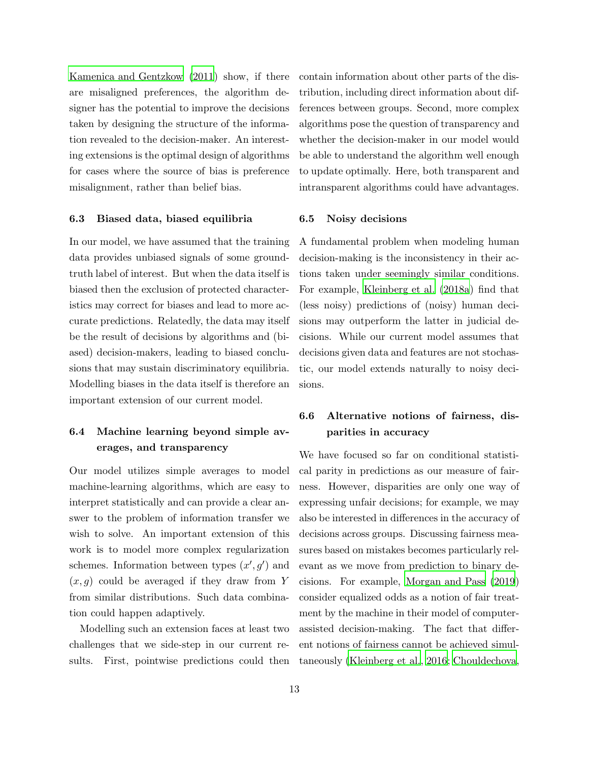Kamenica and Gentzkow (2011) show, if there are misaligned preferences, the algorithm designer has the potential to improve the decisions taken by designing the structure of the information revealed to the decision-maker. An interesting extensions is the optimal design of algorithms for cases where the source of bias is preference misalignment, rather than belief bias.

### 6.3 Biased data, biased equilibria

In our model, we have assumed that the training data provides unbiased signals of some ground-truth label of interest. But when the data itself is biased then the exclusion of protected characteristics may correct for biases and lead to more accurate predictions. Relatedly, the data may itself be the result of decisions by algorithms and (biased) decision-makers, leading to biased conclusions that may sustain discriminatory equilibria. Modelling biases in the data itself is therefore an important extension of our current model.

### 6.4 Machine learning beyond simple averages, and transparency

Our model utilizes simple averages to model machine-learning algorithms, which are easy to interpret statistically and can provide a clear answer to the problem of information transfer we wish to solve. An important extension of this work is to model more complex regularization schemes. Information between types $(x', g')$ and $(x, g)$ could be averaged if they draw from $Y$ from similar distributions. Such data combination could happen adaptively.

Modelling such an extension faces at least two challenges that we side-step in our current results. First, pointwise predictions could then contain information about other parts of the distribution, including direct information about differences between groups. Second, more complex algorithms pose the question of transparency and whether the decision-maker in our model would be able to understand the algorithm well enough to update optimally. Here, both transparent and intransparent algorithms could have advantages.

### 6.5 Noisy decisions

A fundamental problem when modeling human decision-making is the inconsistency in their actions taken under seemingly similar conditions. For example, Kleinberg et al. (2018a) find that (less noisy) predictions of (noisy) human decisions may outperform the latter in judicial decisions. While our current model assumes that decisions given data and features are not stochastic, our model extends naturally to noisy decisions.

### 6.6 Alternative notions of fairness, disparities in accuracy

We have focused so far on conditional statistical parity in predictions as our measure of fairness. However, disparities are only one way of expressing unfair decisions; for example, we may also be interested in differences in the accuracy of decisions across groups. Discussing fairness measures based on mistakes becomes particularly relevant as we move from prediction to binary decisions. For example, Morgan and Pass (2019) consider equalized odds as a notion of fair treatment by the machine in their model of computer-assisted decision-making. The fact that different notions of fairness cannot be achieved simultaneously (Kleinberg et al., 2016; Chouldechova,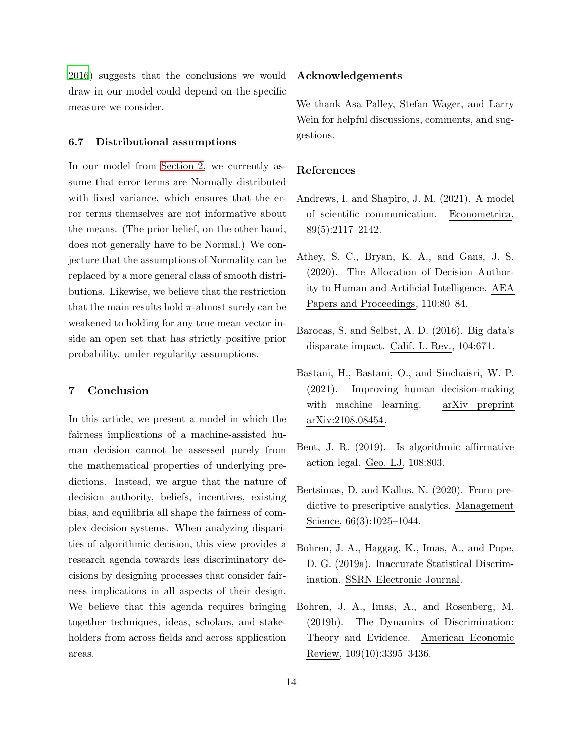2016) suggests that the conclusions we would draw in our model could depend on the specific measure we consider.

### 6.7 Distributional assumptions

In our model from Section 2, we currently assume that error terms are Normally distributed with fixed variance, which ensures that the error terms themselves are not informative about the means. (The prior belief, on the other hand, does not generally have to be Normal.) We conjecture that the assumptions of Normality can be replaced by a more general class of smooth distributions. Likewise, we believe that the restriction that the main results hold $\pi$-almost surely can be weakened to holding for any true mean vector inside an open set that has strictly positive prior probability, under regularity assumptions.

## 7 Conclusion

In this article, we present a model in which the fairness implications of a machine-assisted human decision cannot be assessed purely from the mathematical properties of underlying predictions. Instead, we argue that the nature of decision authority, beliefs, incentives, existing bias, and equilibria all shape the fairness of complex decision systems. When analyzing disparities of algorithmic decision, this view provides a research agenda towards less discriminatory decisions by designing processes that consider fairness implications in all aspects of their design. We believe that this agenda requires bringing together techniques, ideas, scholars, and stakeholders from across fields and across application areas.

## Acknowledgements

We thank Asa Palley, Stefan Wager, and Larry Wein for helpful discussions, comments, and suggestions.

## References

Andrews, I. and Shapiro, J. M. (2021). A model of scientific communication. Econometrica, 89(5):2117–2142.

Athey, S. C., Bryan, K. A., and Gans, J. S. (2020). The Allocation of Decision Authority to Human and Artificial Intelligence. AEA Papers and Proceedings, 110:80–84.

Barocas, S. and Selbst, A. D. (2016). Big data's disparate impact. Calif. L. Rev., 104:671.

Bastani, H., Bastani, O., and Sinchaisri, W. P. (2021). Improving human decision-making with machine learning. arXiv preprint arXiv:2108.08454.

Bent, J. R. (2019). Is algorithmic affirmative action legal. Geo. LJ, 108:803.

Bertsimas, D. and Kallus, N. (2020). From predictive to prescriptive analytics. Management Science, 66(3):1025–1044.

Bohren, J. A., Haggag, K., Imas, A., and Pope, D. G. (2019a). Inaccurate Statistical Discrimination. SSRN Electronic Journal.

Bohren, J. A., Imas, A., and Rosenberg, M. (2019b). The Dynamics of Discrimination: Theory and Evidence. American Economic Review, 109(10):3395–3436.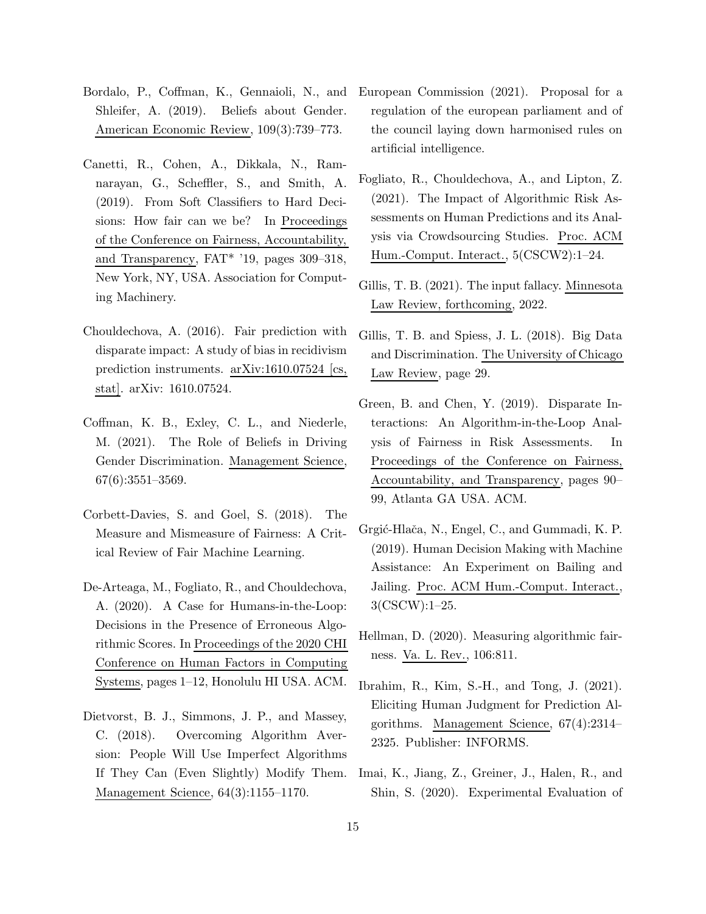Bordalo, P., Coffman, K., Gennaioli, N., and Shleifer, A. (2019). Beliefs about Gender. American Economic Review, 109(3):739–773.

Canetti, R., Cohen, A., Dikkala, N., Ramnarayan, G., Scheffler, S., and Smith, A. (2019). From Soft Classifiers to Hard Decisions: How fair can we be? In Proceedings of the Conference on Fairness, Accountability, and Transparency, FAT* '19, pages 309–318, New York, NY, USA. Association for Computing Machinery.

Chouldechova, A. (2016). Fair prediction with disparate impact: A study of bias in recidivism prediction instruments. arXiv:1610.07524 [cs, stat]. arXiv: 1610.07524.

Coffman, K. B., Exley, C. L., and Niederle, M. (2021). The Role of Beliefs in Driving Gender Discrimination. Management Science, 67(6):3551–3569.

Corbett-Davies, S. and Goel, S. (2018). The Measure and Mismeasure of Fairness: A Critical Review of Fair Machine Learning.

De-Arteaga, M., Fogliato, R., and Chouldechova, A. (2020). A Case for Humans-in-the-Loop: Decisions in the Presence of Erroneous Algorithmic Scores. In Proceedings of the 2020 CHI Conference on Human Factors in Computing Systems, pages 1–12, Honolulu HI USA. ACM.

Dietvorst, B. J., Simmons, J. P., and Massey, C. (2018). Overcoming Algorithm Aversion: People Will Use Imperfect Algorithms If They Can (Even Slightly) Modify Them. Management Science, 64(3):1155–1170.

European Commission (2021). Proposal for a regulation of the european parliament and of the council laying down harmonised rules on artificial intelligence.

Fogliato, R., Chouldechova, A., and Lipton, Z. (2021). The Impact of Algorithmic Risk Assessments on Human Predictions and its Analysis via Crowdsourcing Studies. Proc. ACM Hum.-Comput. Interact., 5(CSCW2):1–24.

Gillis, T. B. (2021). The input fallacy. Minnesota Law Review, forthcoming, 2022.

Gillis, T. B. and Spiess, J. L. (2018). Big Data and Discrimination. The University of Chicago Law Review, page 29.

Green, B. and Chen, Y. (2019). Disparate Interactions: An Algorithm-in-the-Loop Analysis of Fairness in Risk Assessments. In Proceedings of the Conference on Fairness, Accountability, and Transparency, pages 90–99, Atlanta GA USA. ACM.

Grgić-Hlača, N., Engel, C., and Gummadi, K. P. (2019). Human Decision Making with Machine Assistance: An Experiment on Bailing and Jailing. Proc. ACM Hum.-Comput. Interact., 3(CSCW):1–25.

Hellman, D. (2020). Measuring algorithmic fairness. Va. L. Rev., 106:811.

Ibrahim, R., Kim, S.-H., and Tong, J. (2021). Eliciting Human Judgment for Prediction Algorithms. Management Science, 67(4):2314–2325. Publisher: INFORMS.

Imai, K., Jiang, Z., Greiner, J., Halen, R., and Shin, S. (2020). Experimental Evaluation of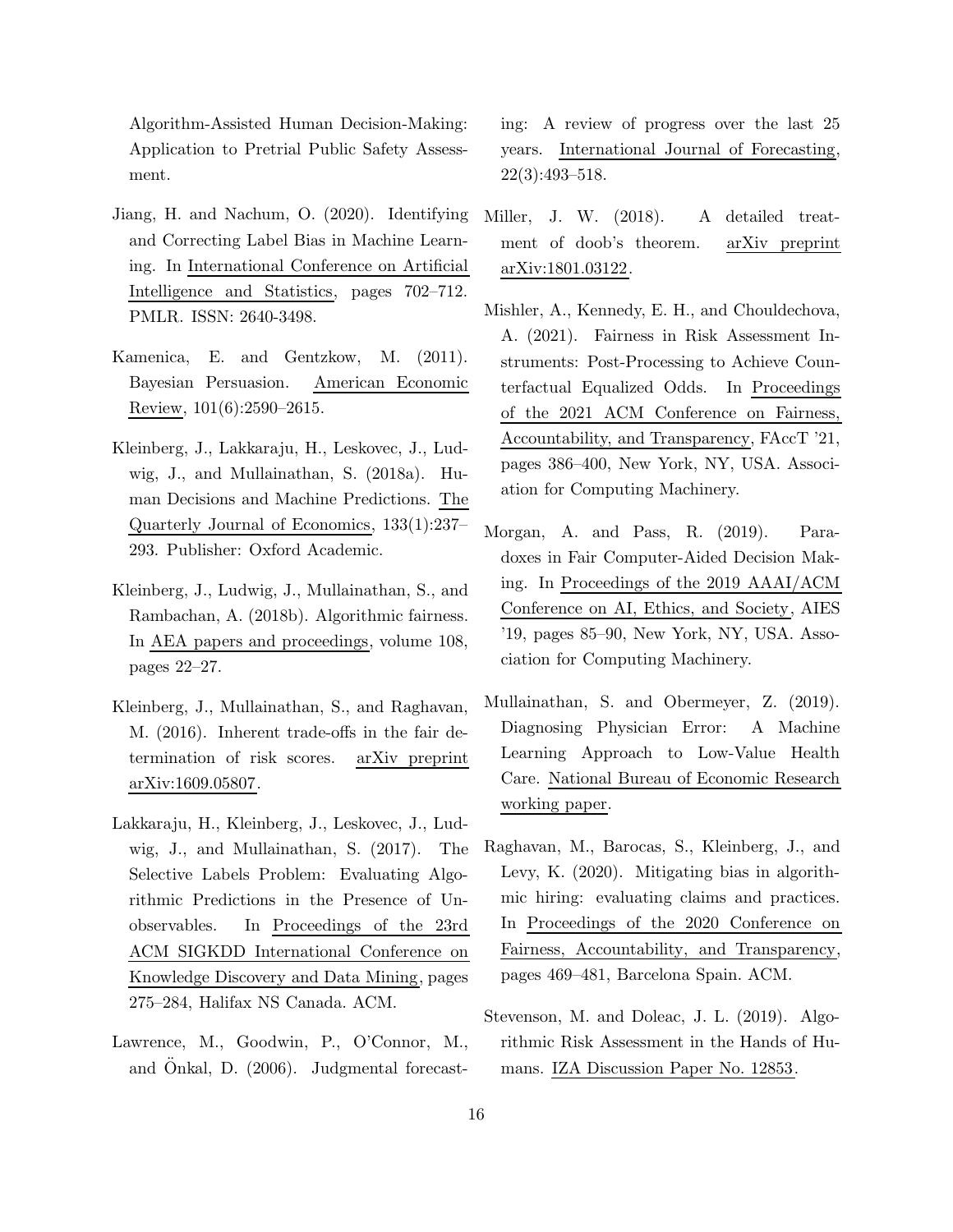Algorithm-Assisted Human Decision-Making: Application to Pretrial Public Safety Assessment.

Jiang, H. and Nachum, O. (2020). Identifying and Correcting Label Bias in Machine Learning. In International Conference on Artificial Intelligence and Statistics, pages 702–712. PMLR. ISSN: 2640-3498.

Kamenica, E. and Gentzkow, M. (2011). Bayesian Persuasion. American Economic Review, 101(6):2590–2615.

Kleinberg, J., Lakkaraju, H., Leskovec, J., Ludwig, J., and Mullainathan, S. (2018a). Human Decisions and Machine Predictions. The Quarterly Journal of Economics, 133(1):237–293. Publisher: Oxford Academic.

Kleinberg, J., Ludwig, J., Mullainathan, S., and Rambachan, A. (2018b). Algorithmic fairness. In AEA papers and proceedings, volume 108, pages 22–27.

Kleinberg, J., Mullainathan, S., and Raghavan, M. (2016). Inherent trade-offs in the fair determination of risk scores. arXiv preprint arXiv:1609.05807.

Lakkaraju, H., Kleinberg, J., Leskovec, J., Ludwig, J., and Mullainathan, S. (2017). The Selective Labels Problem: Evaluating Algorithmic Predictions in the Presence of Unobservables. In Proceedings of the 23rd ACM SIGKDD International Conference on Knowledge Discovery and Data Mining, pages 275–284, Halifax NS Canada. ACM.

Lawrence, M., Goodwin, P., O'Connor, M., and Önkal, D. (2006). Judgmental forecasting: A review of progress over the last 25 years. International Journal of Forecasting, 22(3):493–518.

Miller, J. W. (2018). A detailed treatment of doob's theorem. arXiv preprint arXiv:1801.03122.

Mishler, A., Kennedy, E. H., and Chouldechova, A. (2021). Fairness in Risk Assessment Instruments: Post-Processing to Achieve Counterfactual Equalized Odds. In Proceedings of the 2021 ACM Conference on Fairness, Accountability, and Transparency, FAccT '21, pages 386–400, New York, NY, USA. Association for Computing Machinery.

Morgan, A. and Pass, R. (2019). Paradoxes in Fair Computer-Aided Decision Making. In Proceedings of the 2019 AAAI/ACM Conference on AI, Ethics, and Society, AIES '19, pages 85–90, New York, NY, USA. Association for Computing Machinery.

Mullainathan, S. and Obermeyer, Z. (2019). Diagnosing Physician Error: A Machine Learning Approach to Low-Value Health Care. National Bureau of Economic Research working paper.

Raghavan, M., Barocas, S., Kleinberg, J., and Levy, K. (2020). Mitigating bias in algorithmic hiring: evaluating claims and practices. In Proceedings of the 2020 Conference on Fairness, Accountability, and Transparency, pages 469–481, Barcelona Spain. ACM.

Stevenson, M. and Doleac, J. L. (2019). Algorithmic Risk Assessment in the Hands of Humans. IZA Discussion Paper No. 12853.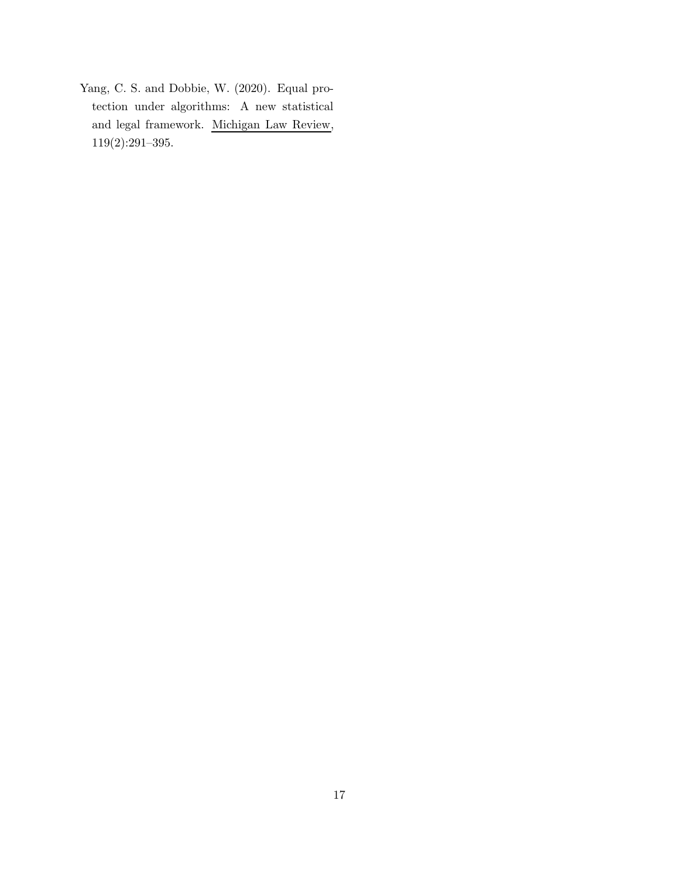Yang, C. S. and Dobbie, W. (2020). Equal protection under algorithms: A new statistical and legal framework. Michigan Law Review, 119(2):291–395.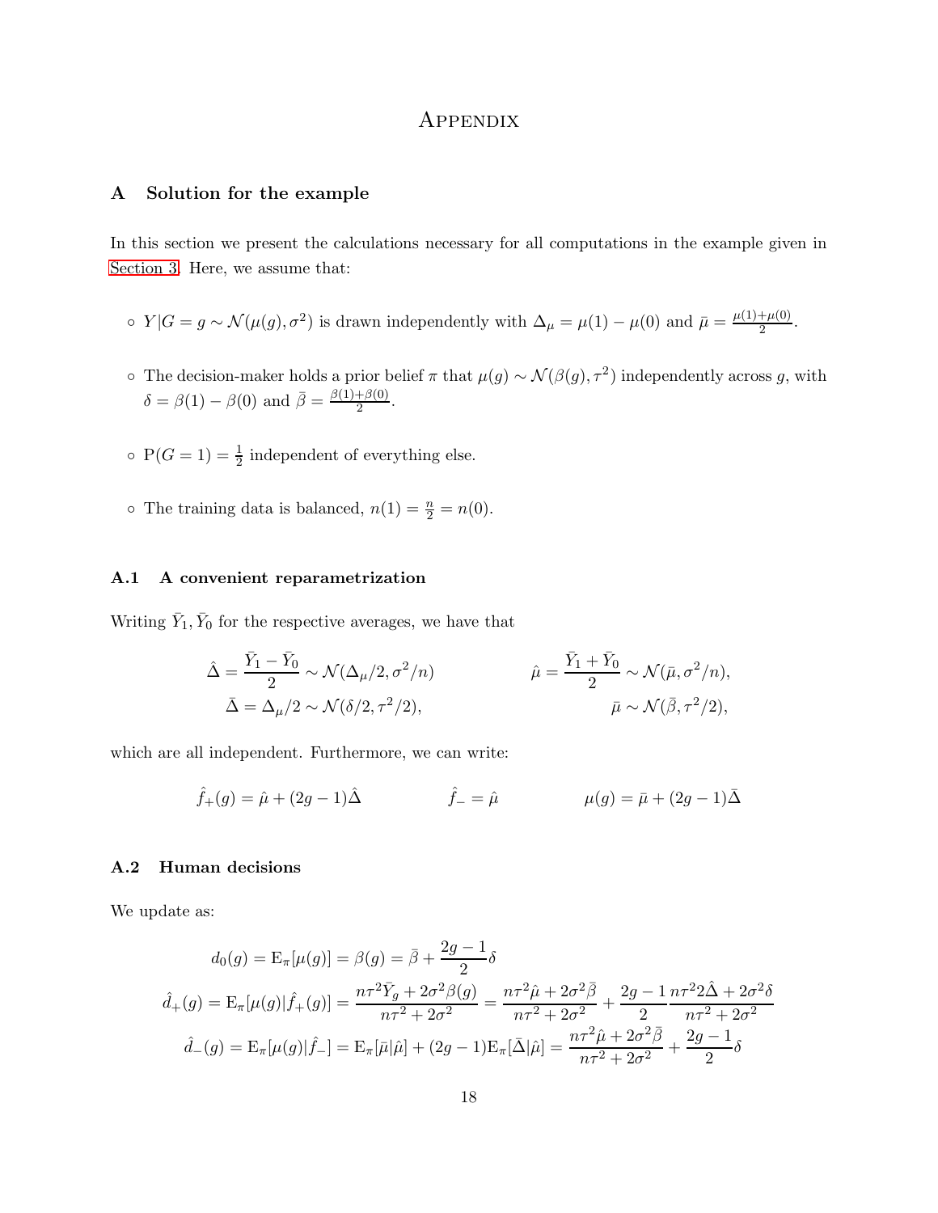# Appendix

## A Solution for the example

In this section we present the calculations necessary for all computations in the example given in Section 3. Here, we assume that:

- $Y|G = g \sim \mathcal{N}(\mu(g), \sigma^2)$ is drawn independently with $\Delta_\mu = \mu(1) - \mu(0)$ and $\bar{\mu} = \frac{\mu(1)+\mu(0)}{2}$.
- The decision-maker holds a prior belief $\pi$ that $\mu(g) \sim \mathcal{N}(\beta(g), \tau^2)$ independently across $g$, with $\delta = \beta(1) - \beta(0)$ and $\bar{\beta} = \frac{\beta(1)+\beta(0)}{2}$.
- $\mathrm{P}(G = 1) = \frac{1}{2}$ independent of everything else.
- The training data is balanced, $n(1) = \frac{n}{2} = n(0)$.

### A.1 A convenient reparametrization

Writing $\bar{Y}_1, \bar{Y}_0$ for the respective averages, we have that

$$\hat{\Delta} = \frac{\bar{Y}_1 - \bar{Y}_0}{2} \sim \mathcal{N}(\Delta_\mu/2, \sigma^2/n) \qquad \hat{\mu} = \frac{\bar{Y}_1 + \bar{Y}_0}{2} \sim \mathcal{N}(\bar{\mu}, \sigma^2/n),$$
$$\bar{\Delta} = \Delta_\mu/2 \sim \mathcal{N}(\delta/2, \tau^2/2), \qquad \bar{\mu} \sim \mathcal{N}(\bar{\beta}, \tau^2/2),$$

which are all independent. Furthermore, we can write:

$$\hat{f}_+(g) = \hat{\mu} + (2g-1)\hat{\Delta} \qquad \hat{f}_- = \hat{\mu} \qquad \mu(g) = \bar{\mu} + (2g-1)\bar{\Delta}$$

### A.2 Human decisions

We update as:

$$d_0(g) = \mathrm{E}_\pi[\mu(g)] = \beta(g) = \bar{\beta} + \frac{2g-1}{2}\delta$$
$$\hat{d}_+(g) = \mathrm{E}_\pi[\mu(g)|\hat{f}_+(g)] = \frac{n\tau^2\bar{Y}_g + 2\sigma^2\beta(g)}{n\tau^2 + 2\sigma^2} = \frac{n\tau^2\hat{\mu} + 2\sigma^2\bar{\beta}}{n\tau^2 + 2\sigma^2} + \frac{2g-1}{2}\frac{n\tau^2 2\hat{\Delta} + 2\sigma^2\delta}{n\tau^2 + 2\sigma^2}$$
$$\hat{d}_-(g) = \mathrm{E}_\pi[\mu(g)|\hat{f}_-] = \mathrm{E}_\pi[\bar{\mu}|\hat{\mu}] + (2g-1)\mathrm{E}_\pi[\bar{\Delta}|\hat{\mu}] = \frac{n\tau^2\hat{\mu} + 2\sigma^2\bar{\beta}}{n\tau^2 + 2\sigma^2} + \frac{2g-1}{2}\delta$$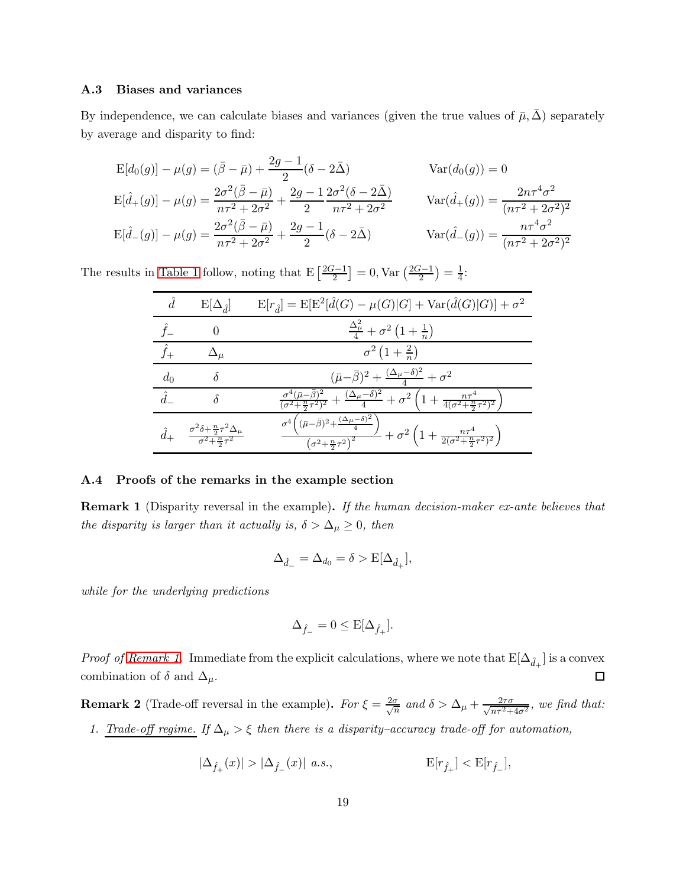### A.3 Biases and variances

By independence, we can calculate biases and variances (given the true values of $\bar{\mu}, \bar{\Delta}$) separately by average and disparity to find:

$$\mathrm{E}[d_0(g)] - \mu(g) = (\bar{\beta} - \bar{\mu}) + \frac{2g-1}{2}(\delta - 2\bar{\Delta}) \qquad \mathrm{Var}(d_0(g)) = 0$$

$$\mathrm{E}[\hat{d}_+(g)] - \mu(g) = \frac{2\sigma^2(\bar{\beta} - \bar{\mu})}{n\tau^2 + 2\sigma^2} + \frac{2g-1}{2}\frac{2\sigma^2(\delta - 2\bar{\Delta})}{n\tau^2 + 2\sigma^2} \qquad \mathrm{Var}(\hat{d}_+(g)) = \frac{2n\tau^4\sigma^2}{(n\tau^2 + 2\sigma^2)^2}$$

$$\mathrm{E}[\hat{d}_-(g)] - \mu(g) = \frac{2\sigma^2(\bar{\beta} - \bar{\mu})}{n\tau^2 + 2\sigma^2} + \frac{2g-1}{2}(\delta - 2\bar{\Delta}) \qquad \mathrm{Var}(\hat{d}_-(g)) = \frac{n\tau^4\sigma^2}{(n\tau^2 + 2\sigma^2)^2}$$

The results in Table 1 follow, noting that $\mathrm{E}\left[\frac{2G-1}{2}\right] = 0, \mathrm{Var}\left(\frac{2G-1}{2}\right) = \frac{1}{4}$:

| $\hat{d}$ | $\mathrm{E}[\Delta_{\hat{d}}]$ | $\mathrm{E}[r_{\hat{d}}] = \mathrm{E}[\mathrm{E}^2[\hat{d}(G) - \mu(G)\|G] + \mathrm{Var}(\hat{d}(G)\|G)] + \sigma^2$ |
|---|---|---|
| $\hat{f}_-$ | $0$ | $\frac{\Delta_\mu^2}{4} + \sigma^2\left(1 + \frac{1}{n}\right)$ |
| $\hat{f}_+$ | $\Delta_\mu$ | $\sigma^2\left(1 + \frac{2}{n}\right)$ |
| $d_0$ | $\delta$ | $(\bar{\mu} - \bar{\beta})^2 + \frac{(\Delta_\mu - \delta)^2}{4} + \sigma^2$ |
| $\hat{d}_-$ | $\delta$ | $\frac{\sigma^4(\bar{\mu}-\bar{\beta})^2}{(\sigma^2 + \frac{n}{2}\tau^2)^2} + \frac{(\Delta_\mu - \delta)^2}{4} + \sigma^2\left(1 + \frac{n\tau^4}{4(\sigma^2 + \frac{n}{2}\tau^2)^2}\right)$ |
| $\hat{d}_+$ | $\frac{\sigma^2\delta + \frac{n}{2}\tau^2\Delta_\mu}{\sigma^2 + \frac{n}{2}\tau^2}$ | $\frac{\sigma^4\left((\bar{\mu}-\bar{\beta})^2 + \frac{(\Delta_\mu - \delta)^2}{4}\right)}{\left(\sigma^2 + \frac{n}{2}\tau^2\right)^2} + \sigma^2\left(1 + \frac{n\tau^4}{2(\sigma^2 + \frac{n}{2}\tau^2)^2}\right)$ |

### A.4 Proofs of the remarks in the example section

**Remark 1** (Disparity reversal in the example)**.** *If the human decision-maker ex-ante believes that the disparity is larger than it actually is, $\delta > \Delta_\mu \geq 0$, then*

$$\Delta_{\hat{d}_-} = \Delta_{d_0} = \delta > \mathrm{E}[\Delta_{\hat{d}_+}],$$

*while for the underlying predictions*

$$\Delta_{\hat{f}_-} = 0 \leq \mathrm{E}[\Delta_{\hat{f}_+}].$$

*Proof of Remark 1.* Immediate from the explicit calculations, where we note that $\mathrm{E}[\Delta_{\hat{d}_+}]$ is a convex combination of $\delta$ and $\Delta_\mu$. □

**Remark 2** (Trade-off reversal in the example)**.** *For $\xi = \frac{2\sigma}{\sqrt{n}}$ and $\delta > \Delta_\mu + \frac{2\tau\sigma}{\sqrt{n\tau^2 + 4\sigma^2}}$, we find that:*

1. *Trade-off regime. If $\Delta_\mu > \xi$ then there is a disparity–accuracy trade-off for automation,*

$$|\Delta_{\hat{f}_+}(x)| > |\Delta_{\hat{f}_-}(x)| \text{ a.s.,} \qquad \mathrm{E}[r_{\hat{f}_+}] < \mathrm{E}[r_{\hat{f}_-}],$$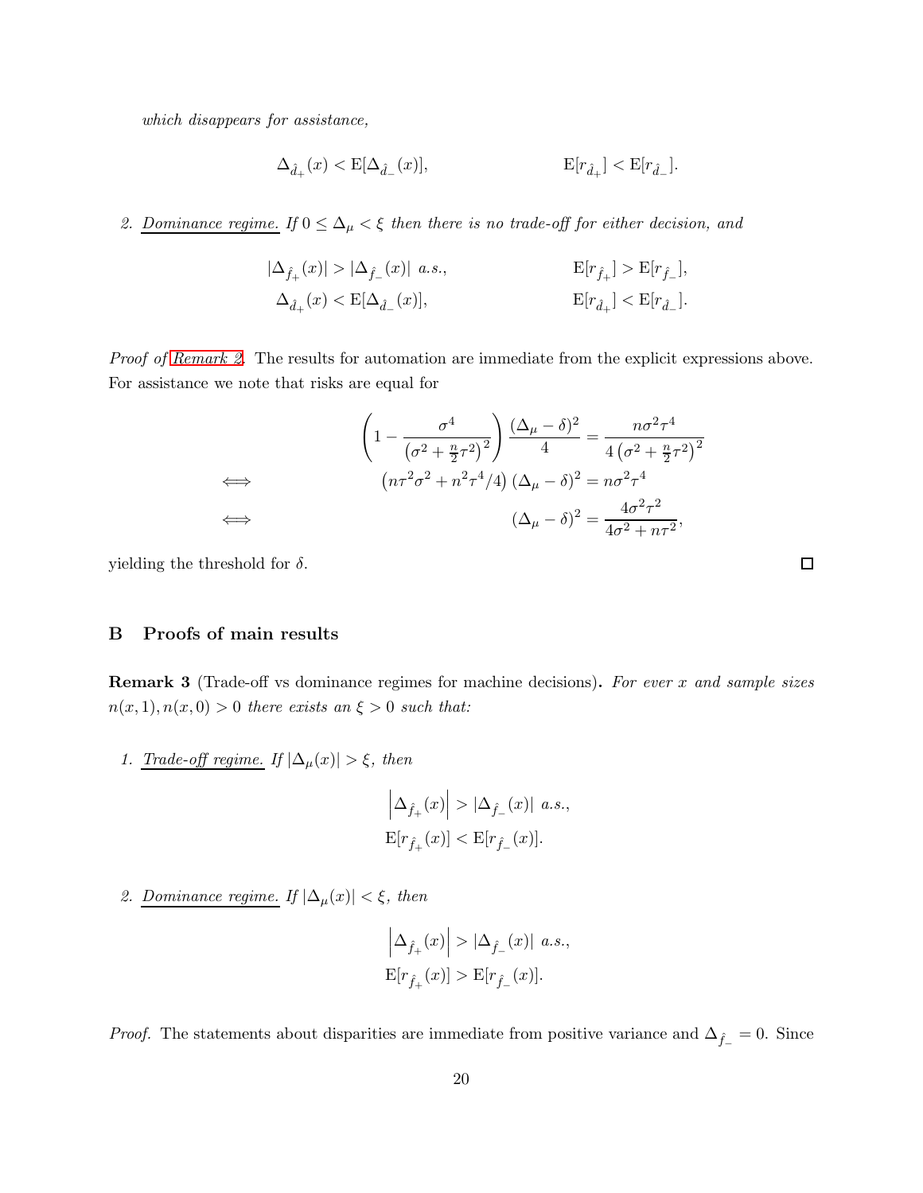*which disappears for assistance,*

$$\Delta_{\hat{d}_+}(x) < \mathrm{E}[\Delta_{\hat{d}_-}(x)], \qquad\qquad \mathrm{E}[r_{\hat{d}_+}] < \mathrm{E}[r_{\hat{d}_-}].$$

2. *Dominance regime. If $0 \leq \Delta_\mu < \xi$ then there is no trade-off for either decision, and*

$$|\Delta_{\hat{f}_+}(x)| > |\Delta_{\hat{f}_-}(x)| \ a.s., \qquad\qquad \mathrm{E}[r_{\hat{f}_+}] > \mathrm{E}[r_{\hat{f}_-}],$$
$$\Delta_{\hat{d}_+}(x) < \mathrm{E}[\Delta_{\hat{d}_-}(x)], \qquad\qquad \mathrm{E}[r_{\hat{d}_+}] < \mathrm{E}[r_{\hat{d}_-}].$$

*Proof of Remark 2.* The results for automation are immediate from the explicit expressions above. For assistance we note that risks are equal for

$$\begin{aligned}
& \left(1 - \frac{\sigma^4}{\left(\sigma^2 + \frac{n}{2}\tau^2\right)^2}\right) \frac{(\Delta_\mu - \delta)^2}{4} = \frac{n\sigma^2\tau^4}{4\left(\sigma^2 + \frac{n}{2}\tau^2\right)^2} \\
\iff \quad & \left(n\tau^2\sigma^2 + n^2\tau^4/4\right)(\Delta_\mu - \delta)^2 = n\sigma^2\tau^4 \\
\iff \quad & (\Delta_\mu - \delta)^2 = \frac{4\sigma^2\tau^2}{4\sigma^2 + n\tau^2},
\end{aligned}$$

yielding the threshold for $\delta$. ◻

## B Proofs of main results

**Remark 3** (Trade-off vs dominance regimes for machine decisions)**.** *For ever $x$ and sample sizes $n(x,1), n(x,0) > 0$ there exists an $\xi > 0$ such that:*

1. *Trade-off regime. If $|\Delta_\mu(x)| > \xi$, then*

$$\left|\Delta_{\hat{f}_+}(x)\right| > |\Delta_{\hat{f}_-}(x)| \ a.s.,$$
$$\mathrm{E}[r_{\hat{f}_+}(x)] < \mathrm{E}[r_{\hat{f}_-}(x)].$$

2. *Dominance regime. If $|\Delta_\mu(x)| < \xi$, then*

$$\left|\Delta_{\hat{f}_+}(x)\right| > |\Delta_{\hat{f}_-}(x)| \ a.s.,$$
$$\mathrm{E}[r_{\hat{f}_+}(x)] > \mathrm{E}[r_{\hat{f}_-}(x)].$$

*Proof.* The statements about disparities are immediate from positive variance and $\Delta_{\hat{f}_-} = 0$. Since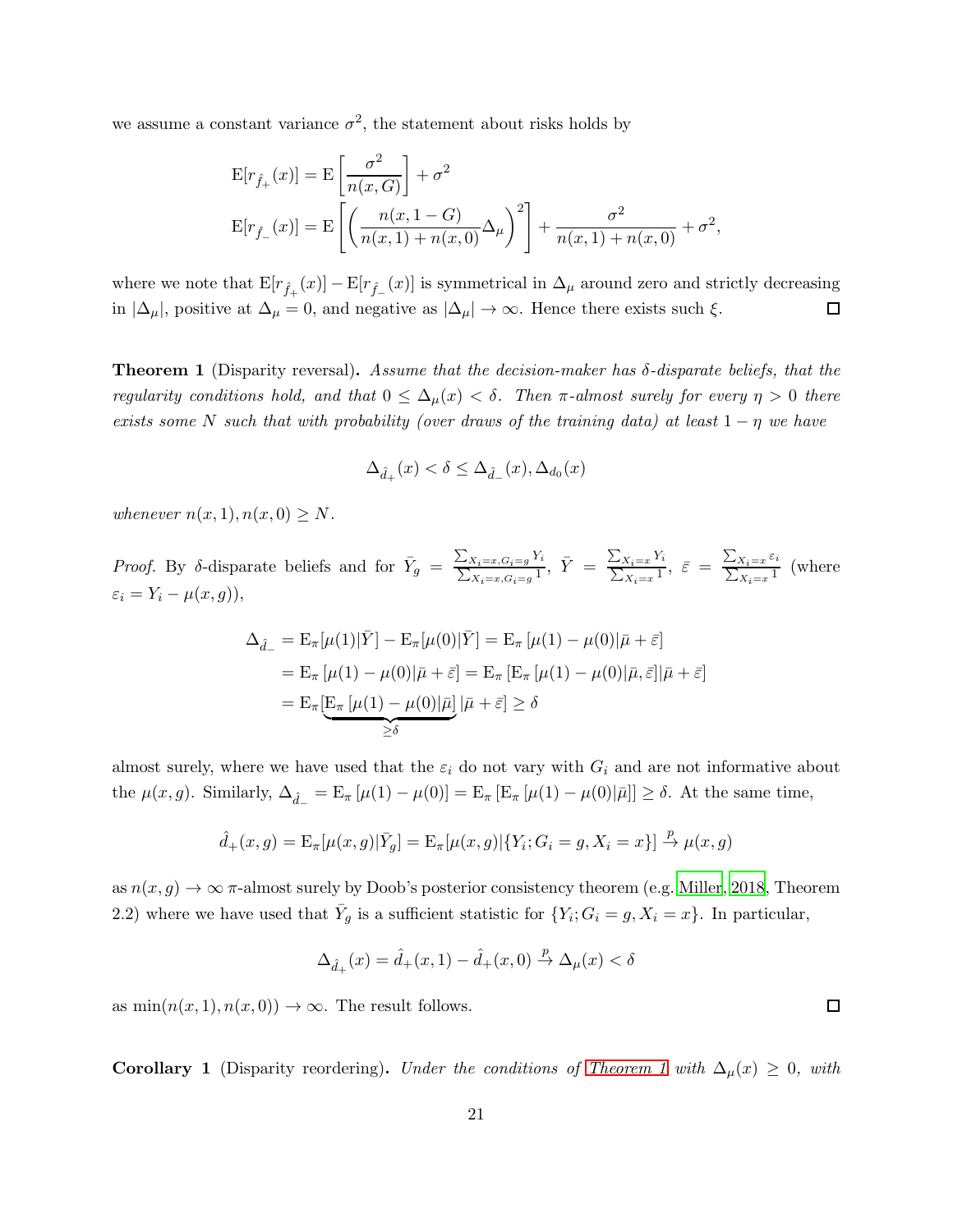we assume a constant variance $\sigma^2$, the statement about risks holds by

$$
\begin{aligned}
\mathrm{E}[r_{\hat{f}_+}(x)] &= \mathrm{E}\left[\frac{\sigma^2}{n(x,G)}\right] + \sigma^2 \\
\mathrm{E}[r_{\hat{f}_-}(x)] &= \mathrm{E}\left[\left(\frac{n(x,1-G)}{n(x,1)+n(x,0)}\Delta_\mu\right)^2\right] + \frac{\sigma^2}{n(x,1)+n(x,0)} + \sigma^2,
\end{aligned}
$$

where we note that $\mathrm{E}[r_{\hat{f}_+}(x)] - \mathrm{E}[r_{\hat{f}_-}(x)]$ is symmetrical in $\Delta_\mu$ around zero and strictly decreasing in $|\Delta_\mu|$, positive at $\Delta_\mu = 0$, and negative as $|\Delta_\mu| \to \infty$. Hence there exists such $\xi$. $\square$

**Theorem 1** (Disparity reversal)**.** *Assume that the decision-maker has $\delta$-disparate beliefs, that the regularity conditions hold, and that $0 \leq \Delta_\mu(x) < \delta$. Then $\pi$-almost surely for every $\eta > 0$ there exists some $N$ such that with probability (over draws of the training data) at least $1 - \eta$ we have*

$$
\Delta_{\hat{d}_+}(x) < \delta \leq \Delta_{\hat{d}_-}(x), \Delta_{d_0}(x)
$$

*whenever $n(x,1), n(x,0) \geq N$.*

*Proof.* By $\delta$-disparate beliefs and for $\bar{Y}_g = \frac{\sum_{X_i=x, G_i=g} Y_i}{\sum_{X_i=x, G_i=g} 1}$, $\bar{Y} = \frac{\sum_{X_i=x} Y_i}{\sum_{X_i=x} 1}$, $\bar{\varepsilon} = \frac{\sum_{X_i=x} \varepsilon_i}{\sum_{X_i=x} 1}$ (where $\varepsilon_i = Y_i - \mu(x,g)$),

$$
\begin{aligned}
\Delta_{\hat{d}_-} &= \mathrm{E}_\pi[\mu(1)|\bar{Y}] - \mathrm{E}_\pi[\mu(0)|\bar{Y}] = \mathrm{E}_\pi\left[\mu(1) - \mu(0)|\bar{\mu} + \bar{\varepsilon}\right] \\
&= \mathrm{E}_\pi\left[\mu(1) - \mu(0)|\bar{\mu} + \bar{\varepsilon}\right] = \mathrm{E}_\pi\left[\mathrm{E}_\pi\left[\mu(1) - \mu(0)|\bar{\mu}, \bar{\varepsilon}\right]|\bar{\mu} + \bar{\varepsilon}\right] \\
&= \mathrm{E}_\pi[\underbrace{\mathrm{E}_\pi\left[\mu(1) - \mu(0)|\bar{\mu}\right]}_{\geq \delta}|\bar{\mu} + \bar{\varepsilon}] \geq \delta
\end{aligned}
$$

almost surely, where we have used that the $\varepsilon_i$ do not vary with $G_i$ and are not informative about the $\mu(x,g)$. Similarly, $\Delta_{\hat{d}_-} = \mathrm{E}_\pi\left[\mu(1) - \mu(0)\right] = \mathrm{E}_\pi\left[\mathrm{E}_\pi\left[\mu(1) - \mu(0)|\bar{\mu}\right]\right] \geq \delta$. At the same time,

$$
\hat{d}_+(x,g) = \mathrm{E}_\pi[\mu(x,g)|\bar{Y}_g] = \mathrm{E}_\pi[\mu(x,g)|\{Y_i; G_i = g, X_i = x\}] \xrightarrow{p} \mu(x,g)
$$

as $n(x,g) \to \infty$ $\pi$-almost surely by Doob's posterior consistency theorem (e.g. Miller, 2018, Theorem 2.2) where we have used that $\bar{Y}_g$ is a sufficient statistic for $\{Y_i; G_i = g, X_i = x\}$. In particular,

$$
\Delta_{\hat{d}_+}(x) = \hat{d}_+(x,1) - \hat{d}_+(x,0) \xrightarrow{p} \Delta_\mu(x) < \delta
$$

as $\min(n(x,1), n(x,0)) \to \infty$. The result follows. $\square$

**Corollary 1** (Disparity reordering)**.** *Under the conditions of Theorem 1 with $\Delta_\mu(x) \geq 0$, with*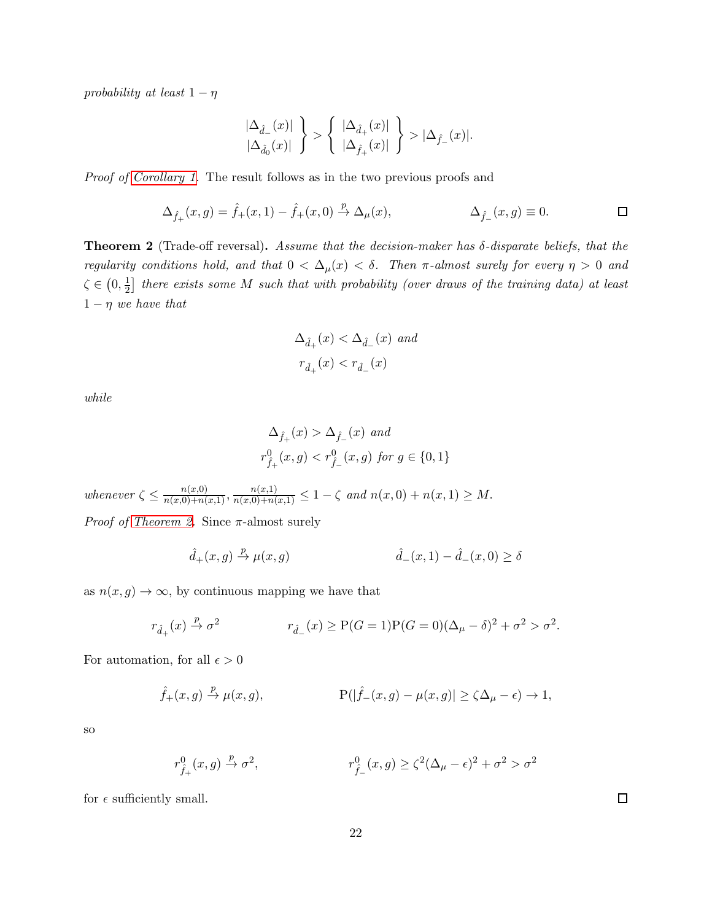*probability at least* $1 - \eta$

$$\left.\begin{array}{c} |\Delta_{\hat{d}_-}(x)| \\ |\Delta_{\hat{d}_0}(x)| \end{array}\right\} > \left\{\begin{array}{c} |\Delta_{\hat{d}_+}(x)| \\ |\Delta_{\hat{f}_+}(x)| \end{array}\right\} > |\Delta_{\hat{f}_-}(x)|.$$

*Proof of Corollary 1.* The result follows as in the two previous proofs and

$$\Delta_{\hat{f}_+}(x,g) = \hat{f}_+(x,1) - \hat{f}_+(x,0) \xrightarrow{p} \Delta_\mu(x), \qquad \Delta_{\hat{f}_-}(x,g) \equiv 0.$$

□

**Theorem 2** (Trade-off reversal)**.** *Assume that the decision-maker has $\delta$-disparate beliefs, that the regularity conditions hold, and that $0 < \Delta_\mu(x) < \delta$. Then $\pi$-almost surely for every $\eta > 0$ and $\zeta \in \left(0, \frac{1}{2}\right]$ there exists some $M$ such that with probability (over draws of the training data) at least $1 - \eta$ we have that*

$$\Delta_{\hat{d}_+}(x) < \Delta_{\hat{d}_-}(x) \text{ and}$$
$$r_{\hat{d}_+}(x) < r_{\hat{d}_-}(x)$$

*while*

$$\Delta_{\hat{f}_+}(x) > \Delta_{\hat{f}_-}(x) \text{ and}$$
$$r^0_{\hat{f}_+}(x,g) < r^0_{\hat{f}_-}(x,g) \text{ for } g \in \{0,1\}$$

*whenever* $\zeta \leq \frac{n(x,0)}{n(x,0)+n(x,1)}, \frac{n(x,1)}{n(x,0)+n(x,1)} \leq 1 - \zeta$ *and* $n(x,0) + n(x,1) \geq M$.

*Proof of Theorem 2.* Since $\pi$-almost surely

$$\hat{d}_+(x,g) \xrightarrow{p} \mu(x,g) \qquad \hat{d}_-(x,1) - \hat{d}_-(x,0) \geq \delta$$

as $n(x,g) \to \infty$, by continuous mapping we have that

$$r_{\hat{d}_+}(x) \xrightarrow{p} \sigma^2 \qquad r_{\hat{d}_-}(x) \geq \mathrm{P}(G=1)\mathrm{P}(G=0)(\Delta_\mu - \delta)^2 + \sigma^2 > \sigma^2.$$

For automation, for all $\epsilon > 0$

$$\hat{f}_+(x,g) \xrightarrow{p} \mu(x,g), \qquad \mathrm{P}(|\hat{f}_-(x,g) - \mu(x,g)| \geq \zeta\Delta_\mu - \epsilon) \to 1,$$

so

$$r^0_{\hat{f}_+}(x,g) \xrightarrow{p} \sigma^2, \qquad r^0_{\hat{f}_-}(x,g) \geq \zeta^2(\Delta_\mu - \epsilon)^2 + \sigma^2 > \sigma^2$$

for $\epsilon$ sufficiently small.

□